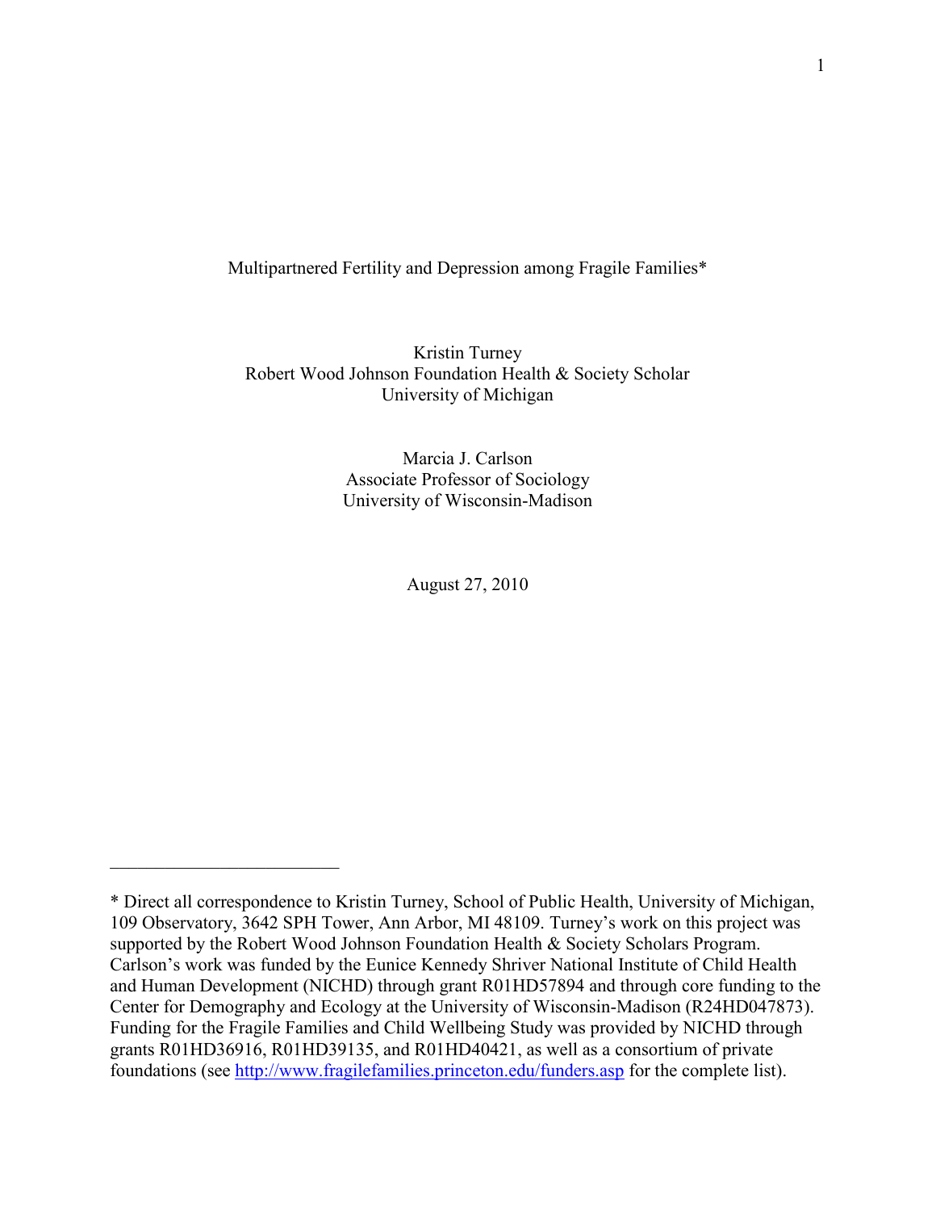# Multipartnered Fertility and Depression among Fragile Families*

Kristin Turney
Robert Wood Johnson Foundation Health & Society Scholar
University of Michigan

Marcia J. Carlson
Associate Professor of Sociology
University of Wisconsin-Madison

August 27, 2010

---

* Direct all correspondence to Kristin Turney, School of Public Health, University of Michigan, 109 Observatory, 3642 SPH Tower, Ann Arbor, MI 48109. Turney's work on this project was supported by the Robert Wood Johnson Foundation Health & Society Scholars Program. Carlson's work was funded by the Eunice Kennedy Shriver National Institute of Child Health and Human Development (NICHD) through grant R01HD57894 and through core funding to the Center for Demography and Ecology at the University of Wisconsin-Madison (R24HD047873). Funding for the Fragile Families and Child Wellbeing Study was provided by NICHD through grants R01HD36916, R01HD39135, and R01HD40421, as well as a consortium of private foundations (see http://www.fragilefamilies.princeton.edu/funders.asp for the complete list).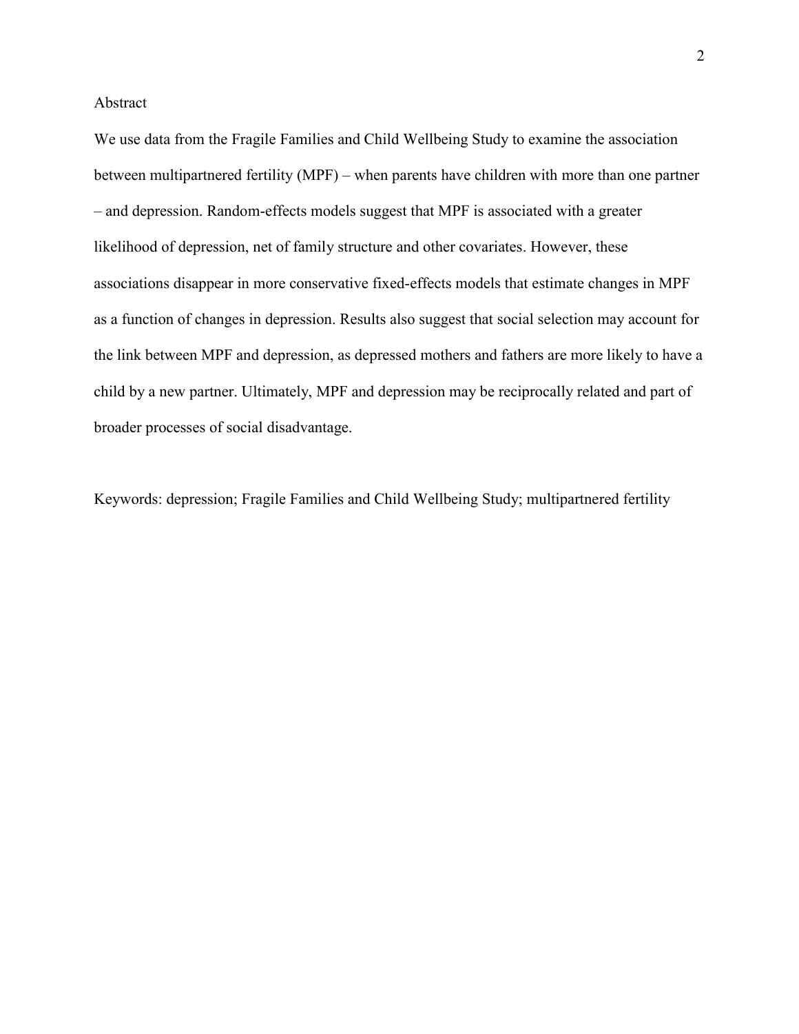## Abstract

We use data from the Fragile Families and Child Wellbeing Study to examine the association between multipartnered fertility (MPF) – when parents have children with more than one partner – and depression. Random-effects models suggest that MPF is associated with a greater likelihood of depression, net of family structure and other covariates. However, these associations disappear in more conservative fixed-effects models that estimate changes in MPF as a function of changes in depression. Results also suggest that social selection may account for the link between MPF and depression, as depressed mothers and fathers are more likely to have a child by a new partner. Ultimately, MPF and depression may be reciprocally related and part of broader processes of social disadvantage.

Keywords: depression; Fragile Families and Child Wellbeing Study; multipartnered fertility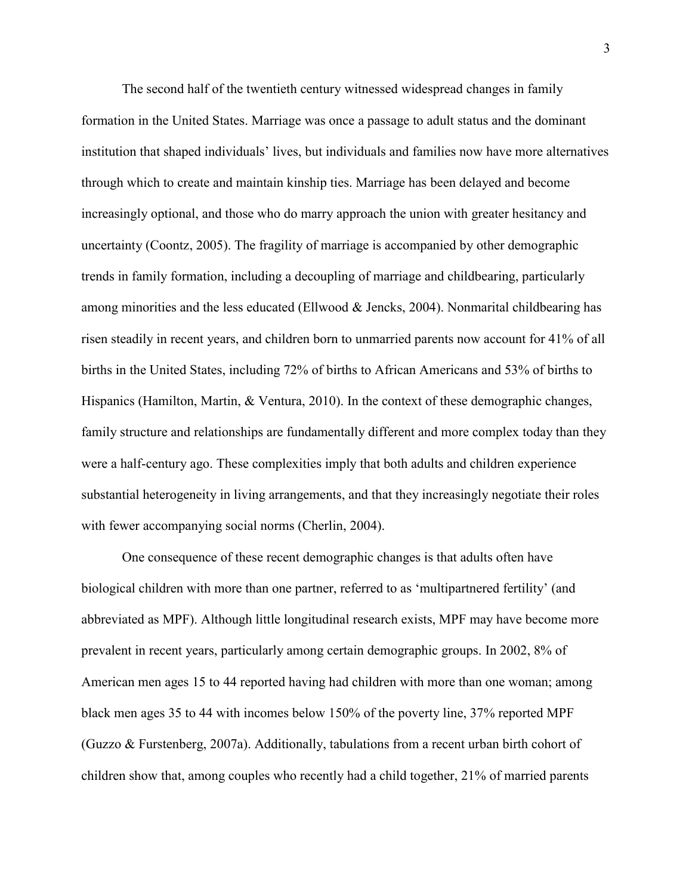The second half of the twentieth century witnessed widespread changes in family formation in the United States. Marriage was once a passage to adult status and the dominant institution that shaped individuals' lives, but individuals and families now have more alternatives through which to create and maintain kinship ties. Marriage has been delayed and become increasingly optional, and those who do marry approach the union with greater hesitancy and uncertainty (Coontz, 2005). The fragility of marriage is accompanied by other demographic trends in family formation, including a decoupling of marriage and childbearing, particularly among minorities and the less educated (Ellwood & Jencks, 2004). Nonmarital childbearing has risen steadily in recent years, and children born to unmarried parents now account for 41% of all births in the United States, including 72% of births to African Americans and 53% of births to Hispanics (Hamilton, Martin, & Ventura, 2010). In the context of these demographic changes, family structure and relationships are fundamentally different and more complex today than they were a half-century ago. These complexities imply that both adults and children experience substantial heterogeneity in living arrangements, and that they increasingly negotiate their roles with fewer accompanying social norms (Cherlin, 2004).

One consequence of these recent demographic changes is that adults often have biological children with more than one partner, referred to as 'multipartnered fertility' (and abbreviated as MPF). Although little longitudinal research exists, MPF may have become more prevalent in recent years, particularly among certain demographic groups. In 2002, 8% of American men ages 15 to 44 reported having had children with more than one woman; among black men ages 35 to 44 with incomes below 150% of the poverty line, 37% reported MPF (Guzzo & Furstenberg, 2007a). Additionally, tabulations from a recent urban birth cohort of children show that, among couples who recently had a child together, 21% of married parents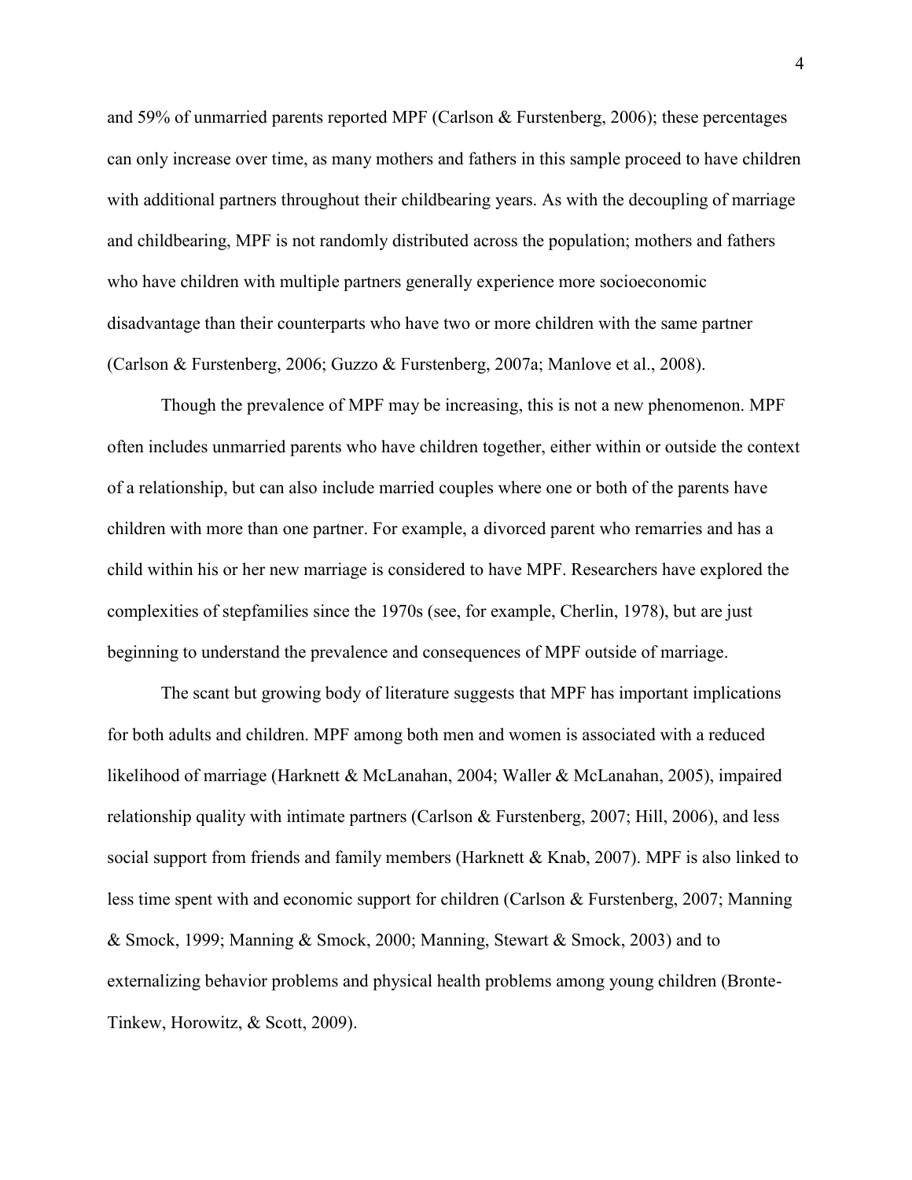and 59% of unmarried parents reported MPF (Carlson & Furstenberg, 2006); these percentages can only increase over time, as many mothers and fathers in this sample proceed to have children with additional partners throughout their childbearing years. As with the decoupling of marriage and childbearing, MPF is not randomly distributed across the population; mothers and fathers who have children with multiple partners generally experience more socioeconomic disadvantage than their counterparts who have two or more children with the same partner (Carlson & Furstenberg, 2006; Guzzo & Furstenberg, 2007a; Manlove et al., 2008).

Though the prevalence of MPF may be increasing, this is not a new phenomenon. MPF often includes unmarried parents who have children together, either within or outside the context of a relationship, but can also include married couples where one or both of the parents have children with more than one partner. For example, a divorced parent who remarries and has a child within his or her new marriage is considered to have MPF. Researchers have explored the complexities of stepfamilies since the 1970s (see, for example, Cherlin, 1978), but are just beginning to understand the prevalence and consequences of MPF outside of marriage.

The scant but growing body of literature suggests that MPF has important implications for both adults and children. MPF among both men and women is associated with a reduced likelihood of marriage (Harknett & McLanahan, 2004; Waller & McLanahan, 2005), impaired relationship quality with intimate partners (Carlson & Furstenberg, 2007; Hill, 2006), and less social support from friends and family members (Harknett & Knab, 2007). MPF is also linked to less time spent with and economic support for children (Carlson & Furstenberg, 2007; Manning & Smock, 1999; Manning & Smock, 2000; Manning, Stewart & Smock, 2003) and to externalizing behavior problems and physical health problems among young children (Bronte-Tinkew, Horowitz, & Scott, 2009).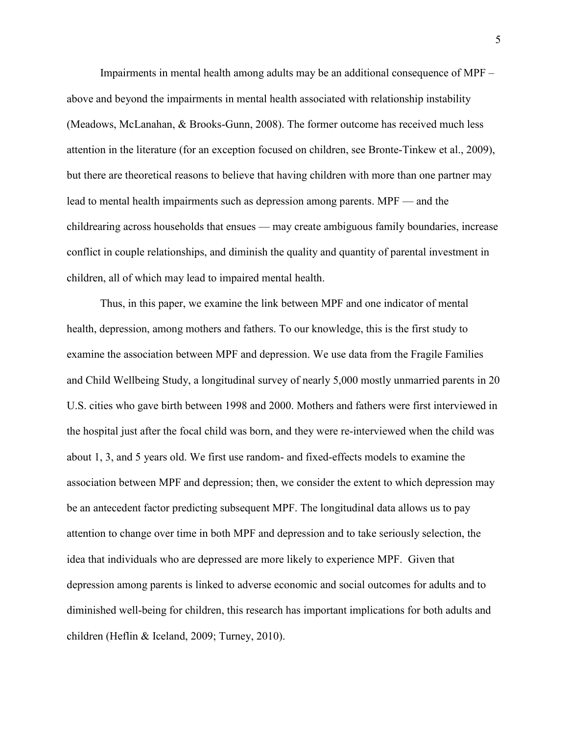Impairments in mental health among adults may be an additional consequence of MPF – above and beyond the impairments in mental health associated with relationship instability (Meadows, McLanahan, & Brooks-Gunn, 2008). The former outcome has received much less attention in the literature (for an exception focused on children, see Bronte-Tinkew et al., 2009), but there are theoretical reasons to believe that having children with more than one partner may lead to mental health impairments such as depression among parents. MPF — and the childrearing across households that ensues — may create ambiguous family boundaries, increase conflict in couple relationships, and diminish the quality and quantity of parental investment in children, all of which may lead to impaired mental health.

Thus, in this paper, we examine the link between MPF and one indicator of mental health, depression, among mothers and fathers. To our knowledge, this is the first study to examine the association between MPF and depression. We use data from the Fragile Families and Child Wellbeing Study, a longitudinal survey of nearly 5,000 mostly unmarried parents in 20 U.S. cities who gave birth between 1998 and 2000. Mothers and fathers were first interviewed in the hospital just after the focal child was born, and they were re-interviewed when the child was about 1, 3, and 5 years old. We first use random- and fixed-effects models to examine the association between MPF and depression; then, we consider the extent to which depression may be an antecedent factor predicting subsequent MPF. The longitudinal data allows us to pay attention to change over time in both MPF and depression and to take seriously selection, the idea that individuals who are depressed are more likely to experience MPF. Given that depression among parents is linked to adverse economic and social outcomes for adults and to diminished well-being for children, this research has important implications for both adults and children (Heflin & Iceland, 2009; Turney, 2010).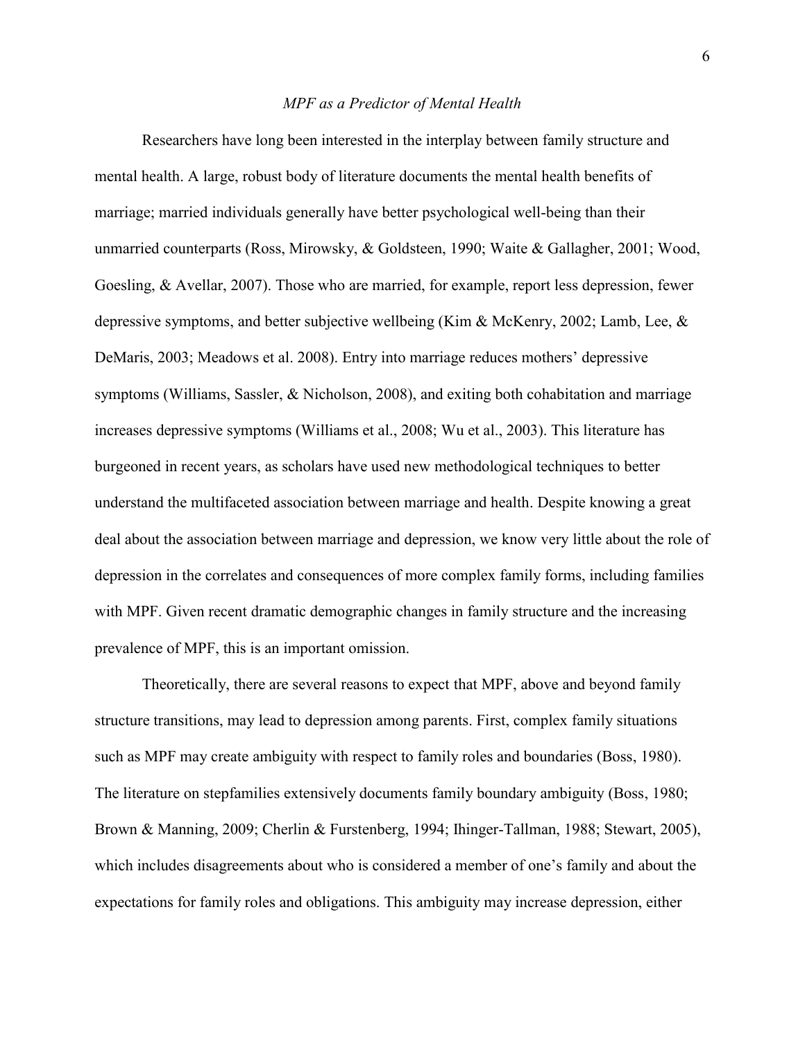### *MPF as a Predictor of Mental Health*

Researchers have long been interested in the interplay between family structure and mental health. A large, robust body of literature documents the mental health benefits of marriage; married individuals generally have better psychological well-being than their unmarried counterparts (Ross, Mirowsky, & Goldsteen, 1990; Waite & Gallagher, 2001; Wood, Goesling, & Avellar, 2007). Those who are married, for example, report less depression, fewer depressive symptoms, and better subjective wellbeing (Kim & McKenry, 2002; Lamb, Lee, & DeMaris, 2003; Meadows et al. 2008). Entry into marriage reduces mothers' depressive symptoms (Williams, Sassler, & Nicholson, 2008), and exiting both cohabitation and marriage increases depressive symptoms (Williams et al., 2008; Wu et al., 2003). This literature has burgeoned in recent years, as scholars have used new methodological techniques to better understand the multifaceted association between marriage and health. Despite knowing a great deal about the association between marriage and depression, we know very little about the role of depression in the correlates and consequences of more complex family forms, including families with MPF. Given recent dramatic demographic changes in family structure and the increasing prevalence of MPF, this is an important omission.

Theoretically, there are several reasons to expect that MPF, above and beyond family structure transitions, may lead to depression among parents. First, complex family situations such as MPF may create ambiguity with respect to family roles and boundaries (Boss, 1980). The literature on stepfamilies extensively documents family boundary ambiguity (Boss, 1980; Brown & Manning, 2009; Cherlin & Furstenberg, 1994; Ihinger-Tallman, 1988; Stewart, 2005), which includes disagreements about who is considered a member of one's family and about the expectations for family roles and obligations. This ambiguity may increase depression, either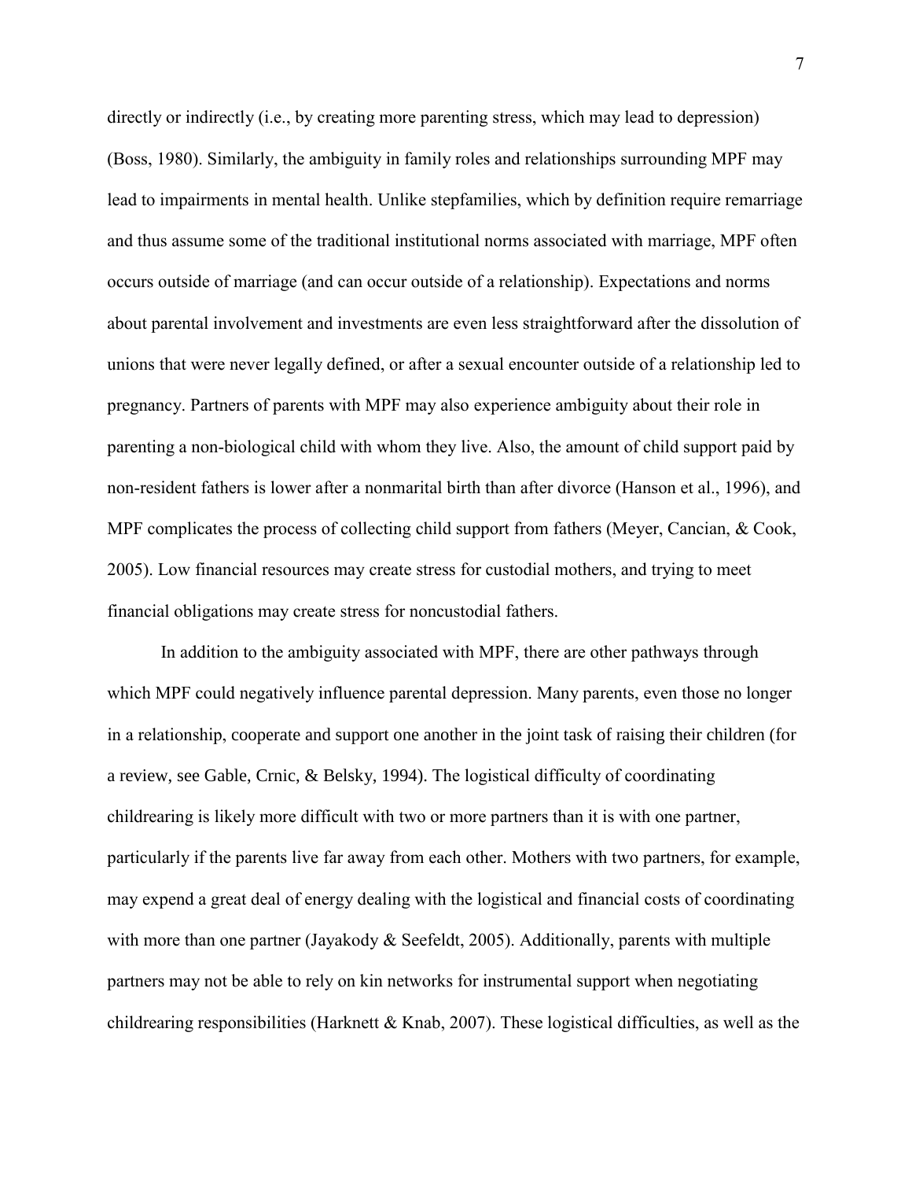directly or indirectly (i.e., by creating more parenting stress, which may lead to depression) (Boss, 1980). Similarly, the ambiguity in family roles and relationships surrounding MPF may lead to impairments in mental health. Unlike stepfamilies, which by definition require remarriage and thus assume some of the traditional institutional norms associated with marriage, MPF often occurs outside of marriage (and can occur outside of a relationship). Expectations and norms about parental involvement and investments are even less straightforward after the dissolution of unions that were never legally defined, or after a sexual encounter outside of a relationship led to pregnancy. Partners of parents with MPF may also experience ambiguity about their role in parenting a non-biological child with whom they live. Also, the amount of child support paid by non-resident fathers is lower after a nonmarital birth than after divorce (Hanson et al., 1996), and MPF complicates the process of collecting child support from fathers (Meyer, Cancian, & Cook, 2005). Low financial resources may create stress for custodial mothers, and trying to meet financial obligations may create stress for noncustodial fathers.

In addition to the ambiguity associated with MPF, there are other pathways through which MPF could negatively influence parental depression. Many parents, even those no longer in a relationship, cooperate and support one another in the joint task of raising their children (for a review, see Gable, Crnic, & Belsky, 1994). The logistical difficulty of coordinating childrearing is likely more difficult with two or more partners than it is with one partner, particularly if the parents live far away from each other. Mothers with two partners, for example, may expend a great deal of energy dealing with the logistical and financial costs of coordinating with more than one partner (Jayakody & Seefeldt, 2005). Additionally, parents with multiple partners may not be able to rely on kin networks for instrumental support when negotiating childrearing responsibilities (Harknett & Knab, 2007). These logistical difficulties, as well as the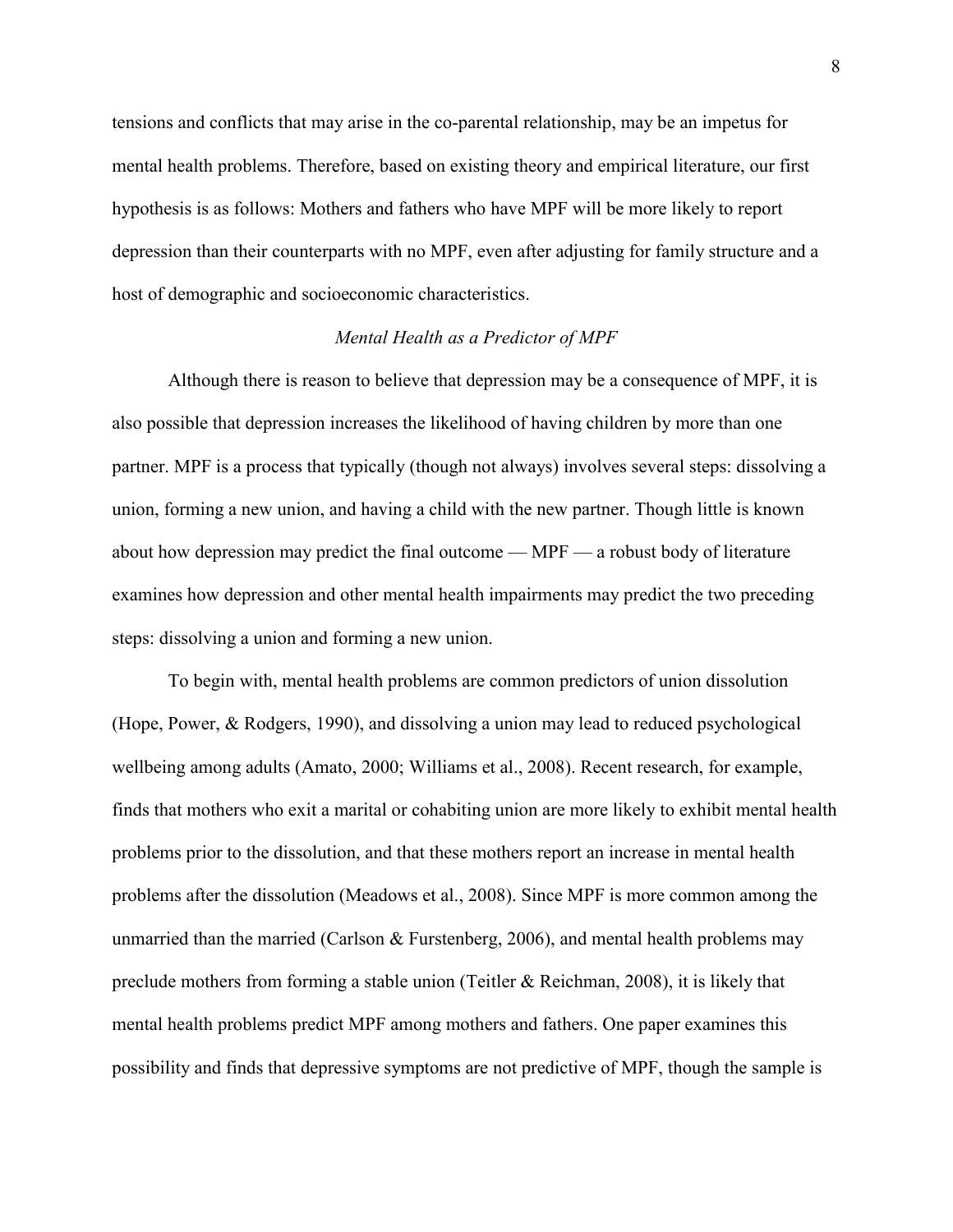tensions and conflicts that may arise in the co-parental relationship, may be an impetus for mental health problems. Therefore, based on existing theory and empirical literature, our first hypothesis is as follows: Mothers and fathers who have MPF will be more likely to report depression than their counterparts with no MPF, even after adjusting for family structure and a host of demographic and socioeconomic characteristics.

### *Mental Health as a Predictor of MPF*

Although there is reason to believe that depression may be a consequence of MPF, it is also possible that depression increases the likelihood of having children by more than one partner. MPF is a process that typically (though not always) involves several steps: dissolving a union, forming a new union, and having a child with the new partner. Though little is known about how depression may predict the final outcome — MPF — a robust body of literature examines how depression and other mental health impairments may predict the two preceding steps: dissolving a union and forming a new union.

To begin with, mental health problems are common predictors of union dissolution (Hope, Power, & Rodgers, 1990), and dissolving a union may lead to reduced psychological wellbeing among adults (Amato, 2000; Williams et al., 2008). Recent research, for example, finds that mothers who exit a marital or cohabiting union are more likely to exhibit mental health problems prior to the dissolution, and that these mothers report an increase in mental health problems after the dissolution (Meadows et al., 2008). Since MPF is more common among the unmarried than the married (Carlson & Furstenberg, 2006), and mental health problems may preclude mothers from forming a stable union (Teitler & Reichman, 2008), it is likely that mental health problems predict MPF among mothers and fathers. One paper examines this possibility and finds that depressive symptoms are not predictive of MPF, though the sample is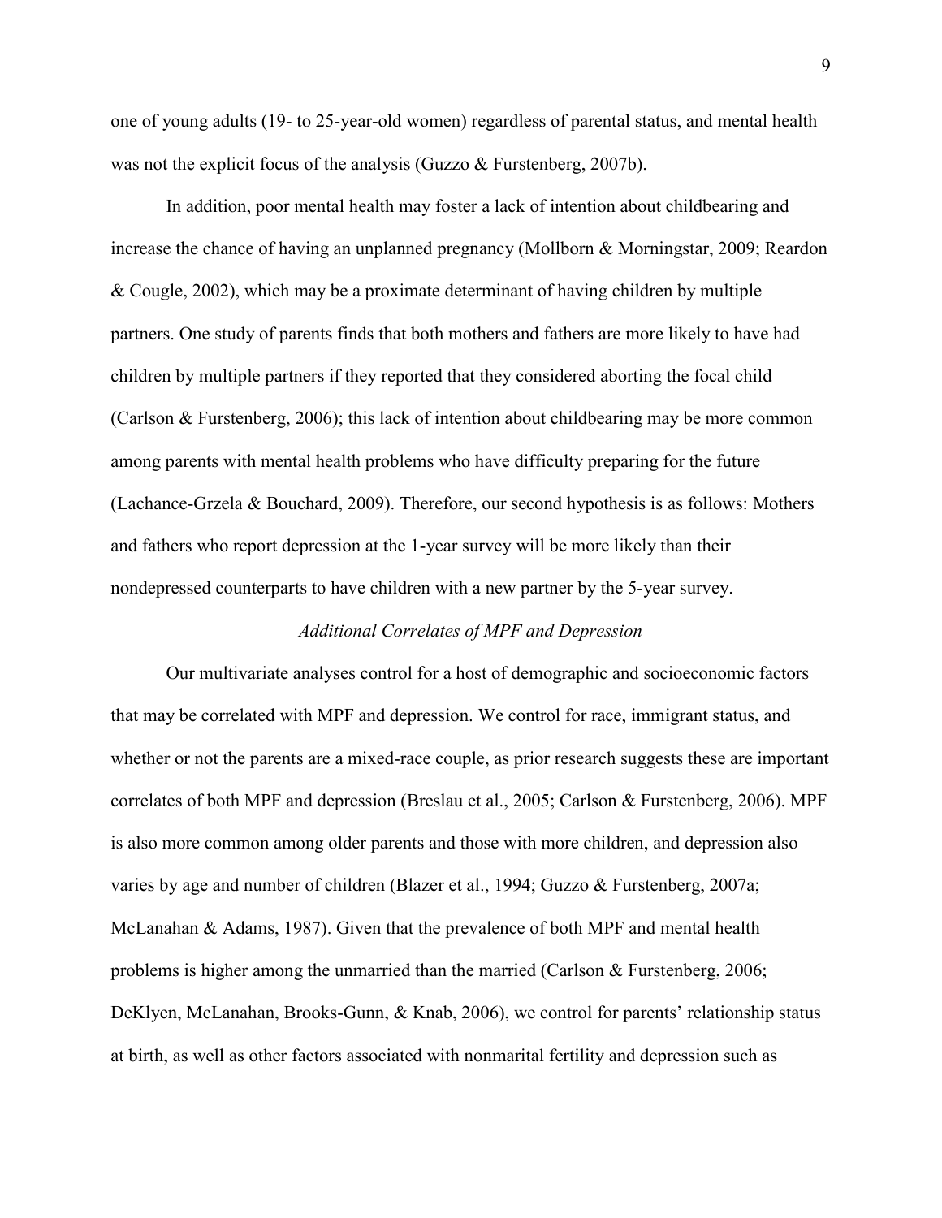one of young adults (19- to 25-year-old women) regardless of parental status, and mental health was not the explicit focus of the analysis (Guzzo & Furstenberg, 2007b).

In addition, poor mental health may foster a lack of intention about childbearing and increase the chance of having an unplanned pregnancy (Mollborn & Morningstar, 2009; Reardon & Cougle, 2002), which may be a proximate determinant of having children by multiple partners. One study of parents finds that both mothers and fathers are more likely to have had children by multiple partners if they reported that they considered aborting the focal child (Carlson & Furstenberg, 2006); this lack of intention about childbearing may be more common among parents with mental health problems who have difficulty preparing for the future (Lachance-Grzela & Bouchard, 2009). Therefore, our second hypothesis is as follows: Mothers and fathers who report depression at the 1-year survey will be more likely than their nondepressed counterparts to have children with a new partner by the 5-year survey.

### *Additional Correlates of MPF and Depression*

Our multivariate analyses control for a host of demographic and socioeconomic factors that may be correlated with MPF and depression. We control for race, immigrant status, and whether or not the parents are a mixed-race couple, as prior research suggests these are important correlates of both MPF and depression (Breslau et al., 2005; Carlson & Furstenberg, 2006). MPF is also more common among older parents and those with more children, and depression also varies by age and number of children (Blazer et al., 1994; Guzzo & Furstenberg, 2007a; McLanahan & Adams, 1987). Given that the prevalence of both MPF and mental health problems is higher among the unmarried than the married (Carlson & Furstenberg, 2006; DeKlyen, McLanahan, Brooks-Gunn, & Knab, 2006), we control for parents' relationship status at birth, as well as other factors associated with nonmarital fertility and depression such as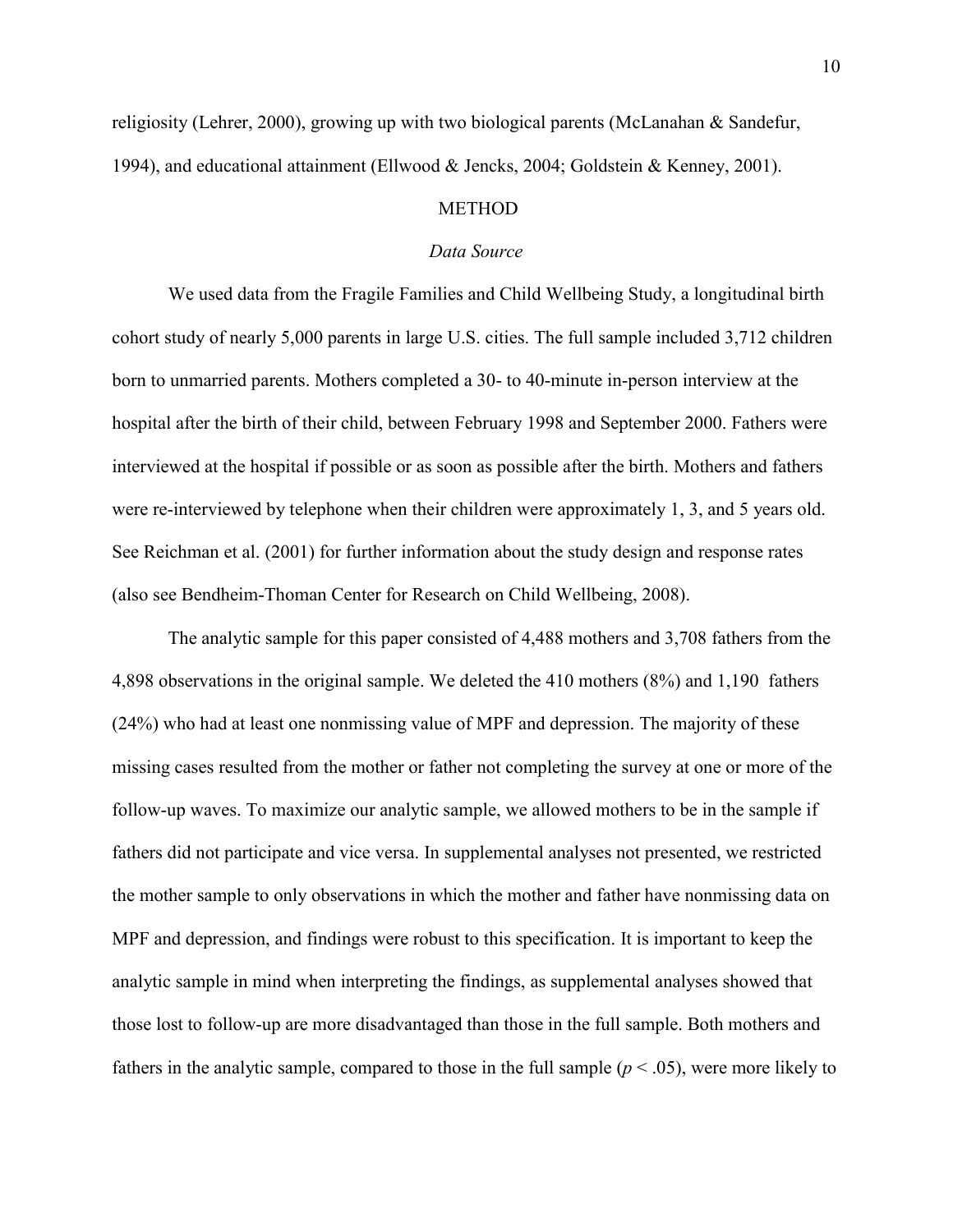religiosity (Lehrer, 2000), growing up with two biological parents (McLanahan & Sandefur, 1994), and educational attainment (Ellwood & Jencks, 2004; Goldstein & Kenney, 2001).

# METHOD

## *Data Source*

We used data from the Fragile Families and Child Wellbeing Study, a longitudinal birth cohort study of nearly 5,000 parents in large U.S. cities. The full sample included 3,712 children born to unmarried parents. Mothers completed a 30- to 40-minute in-person interview at the hospital after the birth of their child, between February 1998 and September 2000. Fathers were interviewed at the hospital if possible or as soon as possible after the birth. Mothers and fathers were re-interviewed by telephone when their children were approximately 1, 3, and 5 years old. See Reichman et al. (2001) for further information about the study design and response rates (also see Bendheim-Thoman Center for Research on Child Wellbeing, 2008).

The analytic sample for this paper consisted of 4,488 mothers and 3,708 fathers from the 4,898 observations in the original sample. We deleted the 410 mothers (8%) and 1,190 fathers (24%) who had at least one nonmissing value of MPF and depression. The majority of these missing cases resulted from the mother or father not completing the survey at one or more of the follow-up waves. To maximize our analytic sample, we allowed mothers to be in the sample if fathers did not participate and vice versa. In supplemental analyses not presented, we restricted the mother sample to only observations in which the mother and father have nonmissing data on MPF and depression, and findings were robust to this specification. It is important to keep the analytic sample in mind when interpreting the findings, as supplemental analyses showed that those lost to follow-up are more disadvantaged than those in the full sample. Both mothers and fathers in the analytic sample, compared to those in the full sample ($p < .05$), were more likely to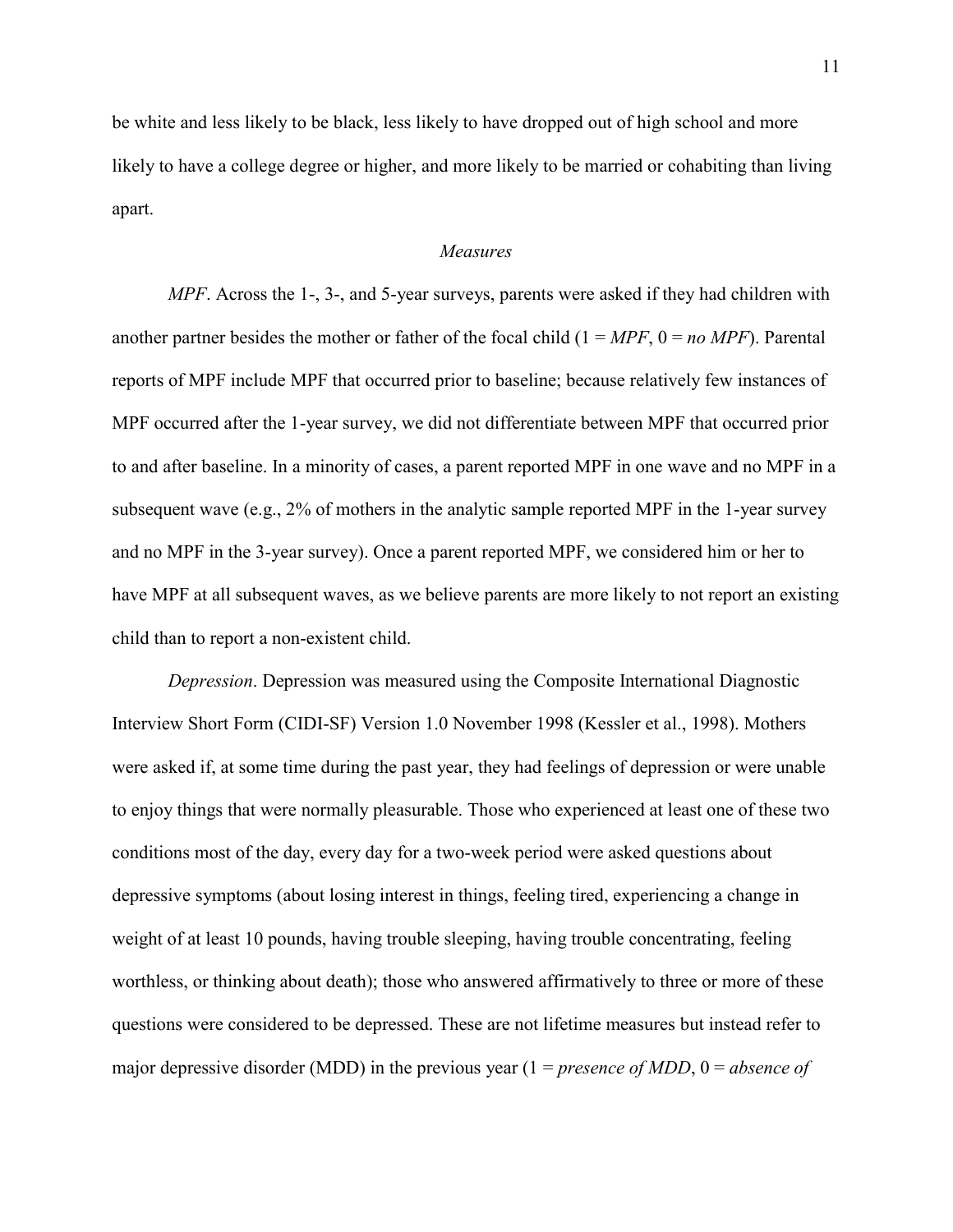be white and less likely to be black, less likely to have dropped out of high school and more likely to have a college degree or higher, and more likely to be married or cohabiting than living apart.

*Measures*

*MPF*. Across the 1-, 3-, and 5-year surveys, parents were asked if they had children with another partner besides the mother or father of the focal child (1 = *MPF*, 0 = *no MPF*). Parental reports of MPF include MPF that occurred prior to baseline; because relatively few instances of MPF occurred after the 1-year survey, we did not differentiate between MPF that occurred prior to and after baseline. In a minority of cases, a parent reported MPF in one wave and no MPF in a subsequent wave (e.g., 2% of mothers in the analytic sample reported MPF in the 1-year survey and no MPF in the 3-year survey). Once a parent reported MPF, we considered him or her to have MPF at all subsequent waves, as we believe parents are more likely to not report an existing child than to report a non-existent child.

*Depression*. Depression was measured using the Composite International Diagnostic Interview Short Form (CIDI-SF) Version 1.0 November 1998 (Kessler et al., 1998). Mothers were asked if, at some time during the past year, they had feelings of depression or were unable to enjoy things that were normally pleasurable. Those who experienced at least one of these two conditions most of the day, every day for a two-week period were asked questions about depressive symptoms (about losing interest in things, feeling tired, experiencing a change in weight of at least 10 pounds, having trouble sleeping, having trouble concentrating, feeling worthless, or thinking about death); those who answered affirmatively to three or more of these questions were considered to be depressed. These are not lifetime measures but instead refer to major depressive disorder (MDD) in the previous year (1 = *presence of MDD*, 0 = *absence of*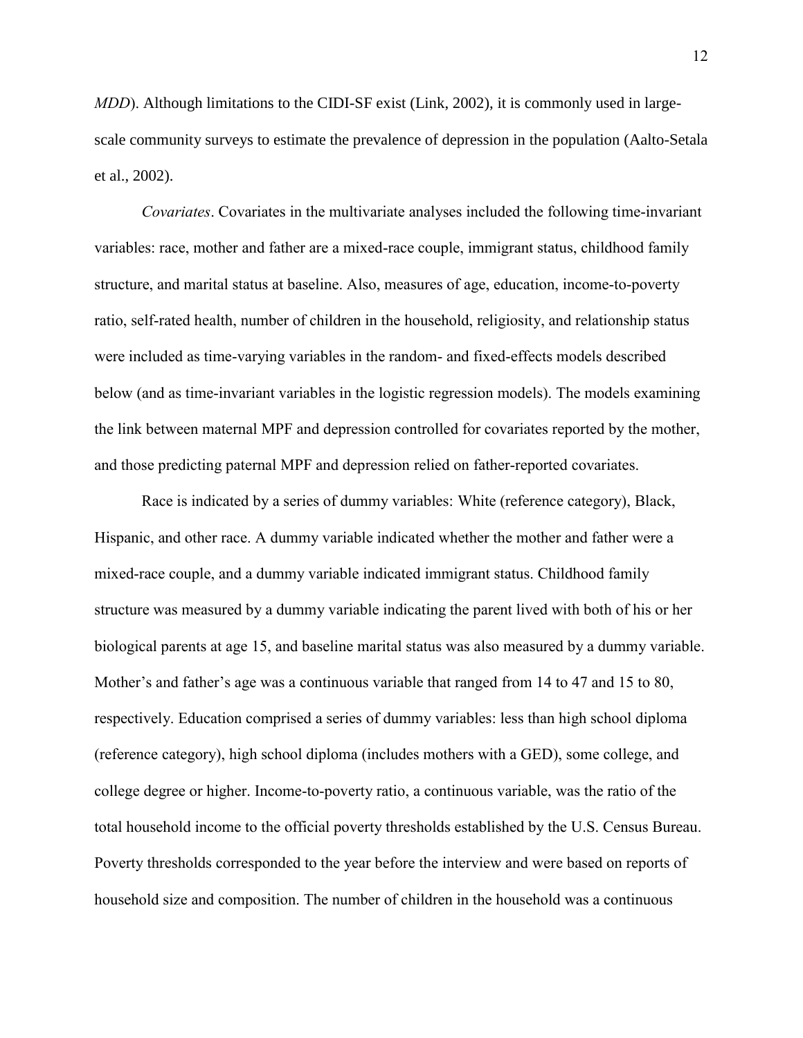*MDD*). Although limitations to the CIDI-SF exist (Link, 2002), it is commonly used in large-scale community surveys to estimate the prevalence of depression in the population (Aalto-Setala et al., 2002).

*Covariates*. Covariates in the multivariate analyses included the following time-invariant variables: race, mother and father are a mixed-race couple, immigrant status, childhood family structure, and marital status at baseline. Also, measures of age, education, income-to-poverty ratio, self-rated health, number of children in the household, religiosity, and relationship status were included as time-varying variables in the random- and fixed-effects models described below (and as time-invariant variables in the logistic regression models). The models examining the link between maternal MPF and depression controlled for covariates reported by the mother, and those predicting paternal MPF and depression relied on father-reported covariates.

Race is indicated by a series of dummy variables: White (reference category), Black, Hispanic, and other race. A dummy variable indicated whether the mother and father were a mixed-race couple, and a dummy variable indicated immigrant status. Childhood family structure was measured by a dummy variable indicating the parent lived with both of his or her biological parents at age 15, and baseline marital status was also measured by a dummy variable. Mother's and father's age was a continuous variable that ranged from 14 to 47 and 15 to 80, respectively. Education comprised a series of dummy variables: less than high school diploma (reference category), high school diploma (includes mothers with a GED), some college, and college degree or higher. Income-to-poverty ratio, a continuous variable, was the ratio of the total household income to the official poverty thresholds established by the U.S. Census Bureau. Poverty thresholds corresponded to the year before the interview and were based on reports of household size and composition. The number of children in the household was a continuous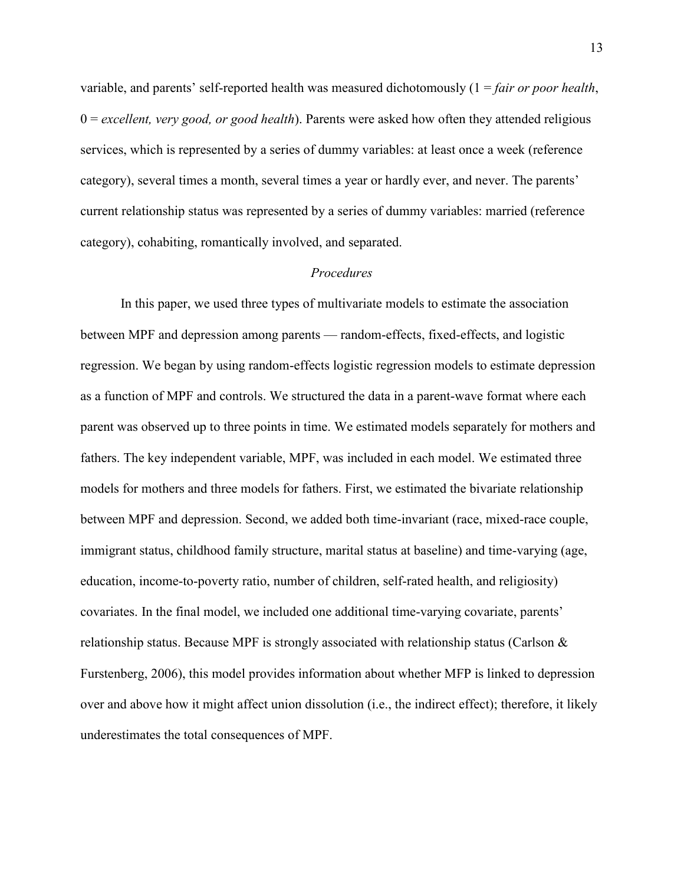variable, and parents' self-reported health was measured dichotomously (1 = *fair or poor health*, 0 = *excellent, very good, or good health*). Parents were asked how often they attended religious services, which is represented by a series of dummy variables: at least once a week (reference category), several times a month, several times a year or hardly ever, and never. The parents' current relationship status was represented by a series of dummy variables: married (reference category), cohabiting, romantically involved, and separated.

### *Procedures*

In this paper, we used three types of multivariate models to estimate the association between MPF and depression among parents — random-effects, fixed-effects, and logistic regression. We began by using random-effects logistic regression models to estimate depression as a function of MPF and controls. We structured the data in a parent-wave format where each parent was observed up to three points in time. We estimated models separately for mothers and fathers. The key independent variable, MPF, was included in each model. We estimated three models for mothers and three models for fathers. First, we estimated the bivariate relationship between MPF and depression. Second, we added both time-invariant (race, mixed-race couple, immigrant status, childhood family structure, marital status at baseline) and time-varying (age, education, income-to-poverty ratio, number of children, self-rated health, and religiosity) covariates. In the final model, we included one additional time-varying covariate, parents' relationship status. Because MPF is strongly associated with relationship status (Carlson & Furstenberg, 2006), this model provides information about whether MFP is linked to depression over and above how it might affect union dissolution (i.e., the indirect effect); therefore, it likely underestimates the total consequences of MPF.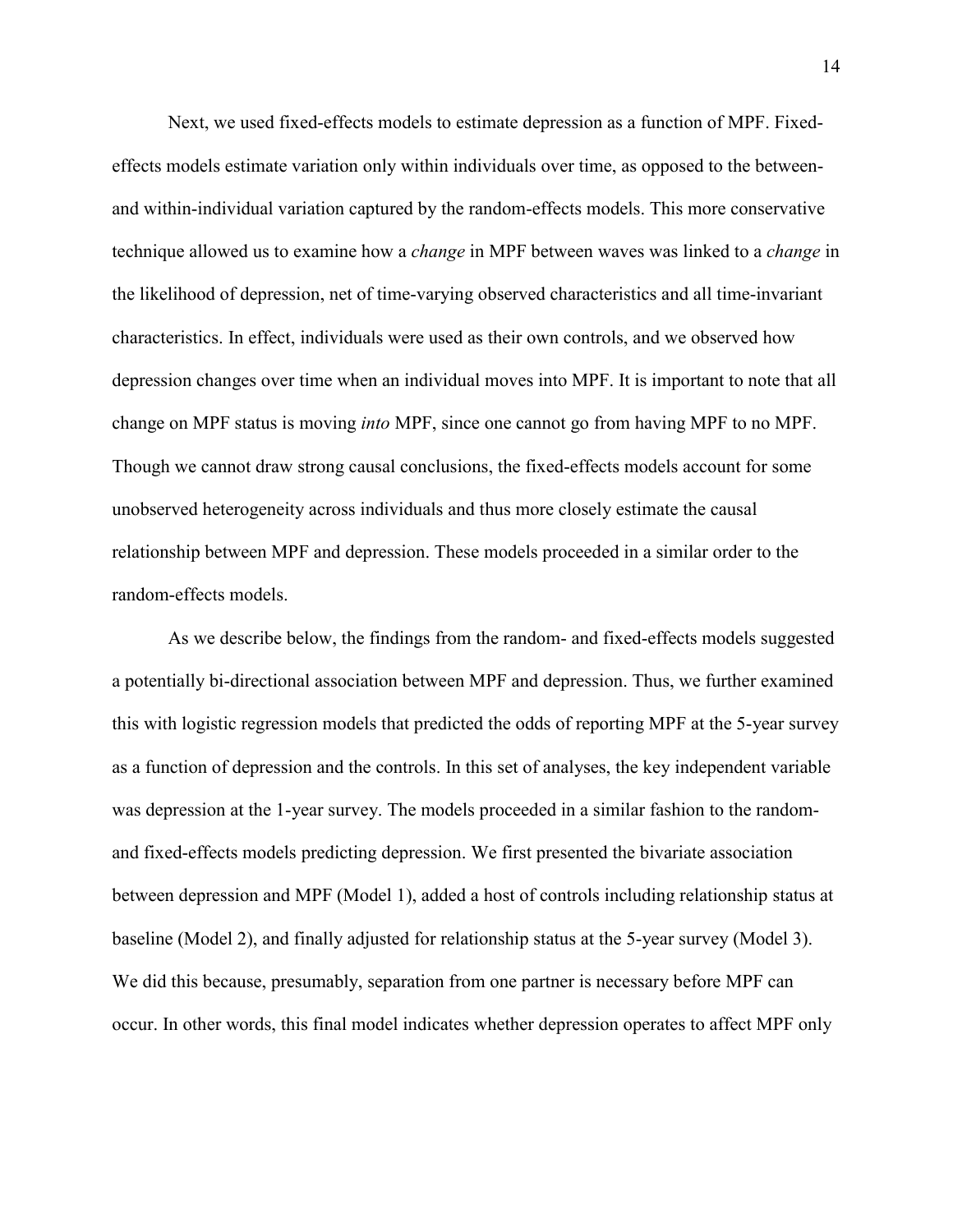Next, we used fixed-effects models to estimate depression as a function of MPF. Fixed-effects models estimate variation only within individuals over time, as opposed to the between- and within-individual variation captured by the random-effects models. This more conservative technique allowed us to examine how a *change* in MPF between waves was linked to a *change* in the likelihood of depression, net of time-varying observed characteristics and all time-invariant characteristics. In effect, individuals were used as their own controls, and we observed how depression changes over time when an individual moves into MPF. It is important to note that all change on MPF status is moving *into* MPF, since one cannot go from having MPF to no MPF. Though we cannot draw strong causal conclusions, the fixed-effects models account for some unobserved heterogeneity across individuals and thus more closely estimate the causal relationship between MPF and depression. These models proceeded in a similar order to the random-effects models.

As we describe below, the findings from the random- and fixed-effects models suggested a potentially bi-directional association between MPF and depression. Thus, we further examined this with logistic regression models that predicted the odds of reporting MPF at the 5-year survey as a function of depression and the controls. In this set of analyses, the key independent variable was depression at the 1-year survey. The models proceeded in a similar fashion to the random- and fixed-effects models predicting depression. We first presented the bivariate association between depression and MPF (Model 1), added a host of controls including relationship status at baseline (Model 2), and finally adjusted for relationship status at the 5-year survey (Model 3). We did this because, presumably, separation from one partner is necessary before MPF can occur. In other words, this final model indicates whether depression operates to affect MPF only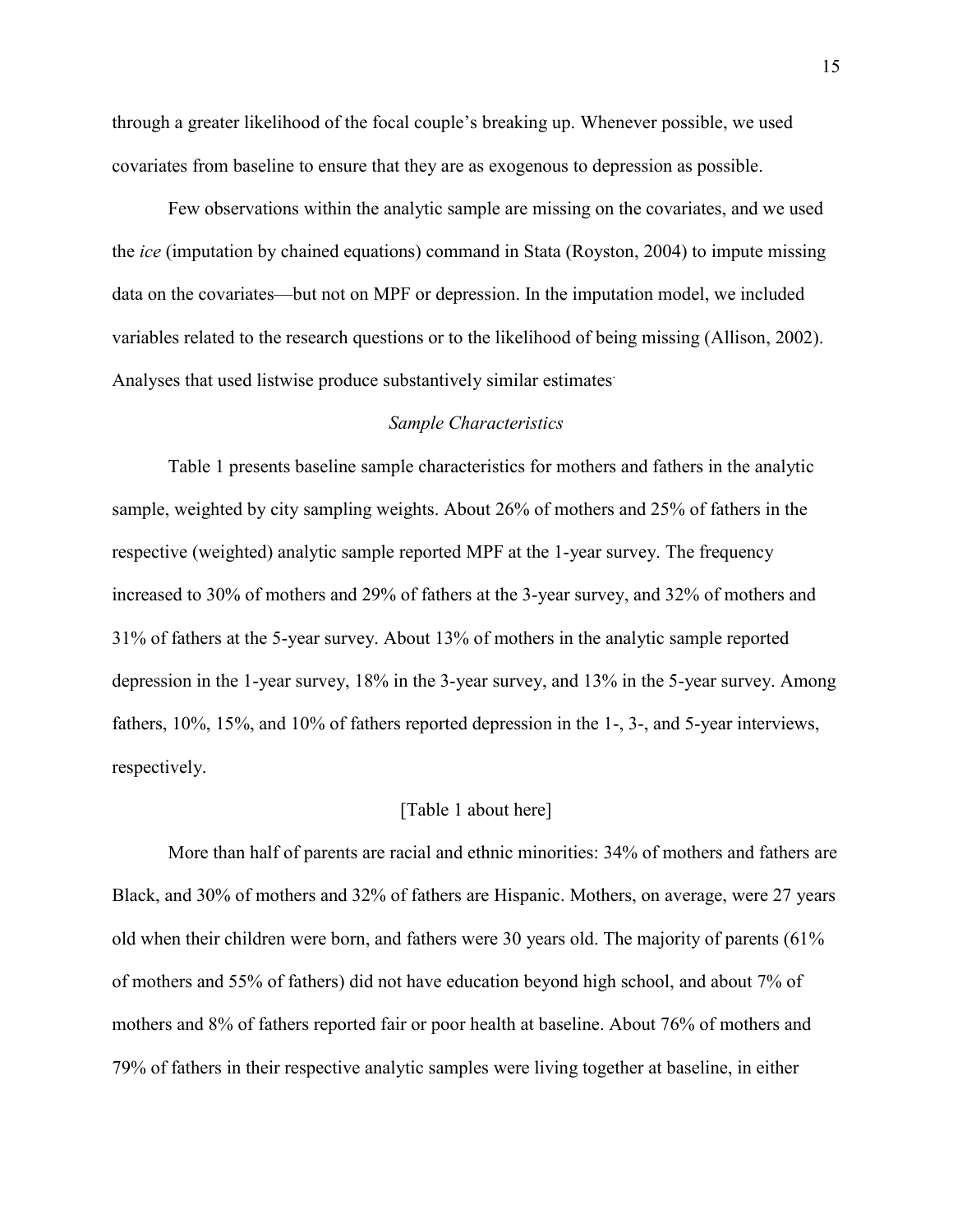through a greater likelihood of the focal couple's breaking up. Whenever possible, we used covariates from baseline to ensure that they are as exogenous to depression as possible.

Few observations within the analytic sample are missing on the covariates, and we used the *ice* (imputation by chained equations) command in Stata (Royston, 2004) to impute missing data on the covariates—but not on MPF or depression. In the imputation model, we included variables related to the research questions or to the likelihood of being missing (Allison, 2002). Analyses that used listwise produce substantively similar estimates.

### *Sample Characteristics*

Table 1 presents baseline sample characteristics for mothers and fathers in the analytic sample, weighted by city sampling weights. About 26% of mothers and 25% of fathers in the respective (weighted) analytic sample reported MPF at the 1-year survey. The frequency increased to 30% of mothers and 29% of fathers at the 3-year survey, and 32% of mothers and 31% of fathers at the 5-year survey. About 13% of mothers in the analytic sample reported depression in the 1-year survey, 18% in the 3-year survey, and 13% in the 5-year survey. Among fathers, 10%, 15%, and 10% of fathers reported depression in the 1-, 3-, and 5-year interviews, respectively.

[Table 1 about here]

More than half of parents are racial and ethnic minorities: 34% of mothers and fathers are Black, and 30% of mothers and 32% of fathers are Hispanic. Mothers, on average, were 27 years old when their children were born, and fathers were 30 years old. The majority of parents (61% of mothers and 55% of fathers) did not have education beyond high school, and about 7% of mothers and 8% of fathers reported fair or poor health at baseline. About 76% of mothers and 79% of fathers in their respective analytic samples were living together at baseline, in either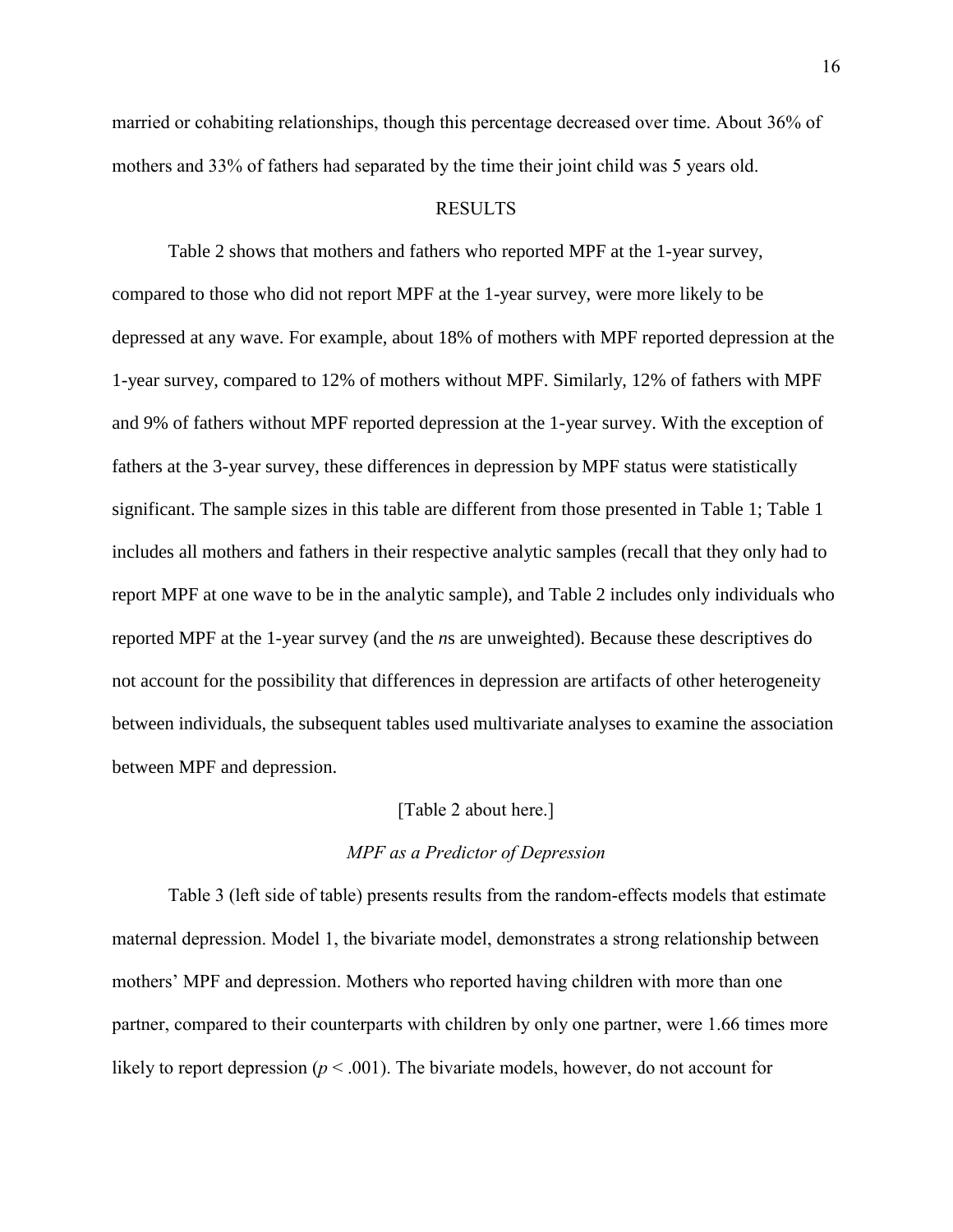married or cohabiting relationships, though this percentage decreased over time. About 36% of mothers and 33% of fathers had separated by the time their joint child was 5 years old.

## RESULTS

Table 2 shows that mothers and fathers who reported MPF at the 1-year survey, compared to those who did not report MPF at the 1-year survey, were more likely to be depressed at any wave. For example, about 18% of mothers with MPF reported depression at the 1-year survey, compared to 12% of mothers without MPF. Similarly, 12% of fathers with MPF and 9% of fathers without MPF reported depression at the 1-year survey. With the exception of fathers at the 3-year survey, these differences in depression by MPF status were statistically significant. The sample sizes in this table are different from those presented in Table 1; Table 1 includes all mothers and fathers in their respective analytic samples (recall that they only had to report MPF at one wave to be in the analytic sample), and Table 2 includes only individuals who reported MPF at the 1-year survey (and the *n*s are unweighted). Because these descriptives do not account for the possibility that differences in depression are artifacts of other heterogeneity between individuals, the subsequent tables used multivariate analyses to examine the association between MPF and depression.

[Table 2 about here.]

### *MPF as a Predictor of Depression*

Table 3 (left side of table) presents results from the random-effects models that estimate maternal depression. Model 1, the bivariate model, demonstrates a strong relationship between mothers' MPF and depression. Mothers who reported having children with more than one partner, compared to their counterparts with children by only one partner, were 1.66 times more likely to report depression ($p < .001$). The bivariate models, however, do not account for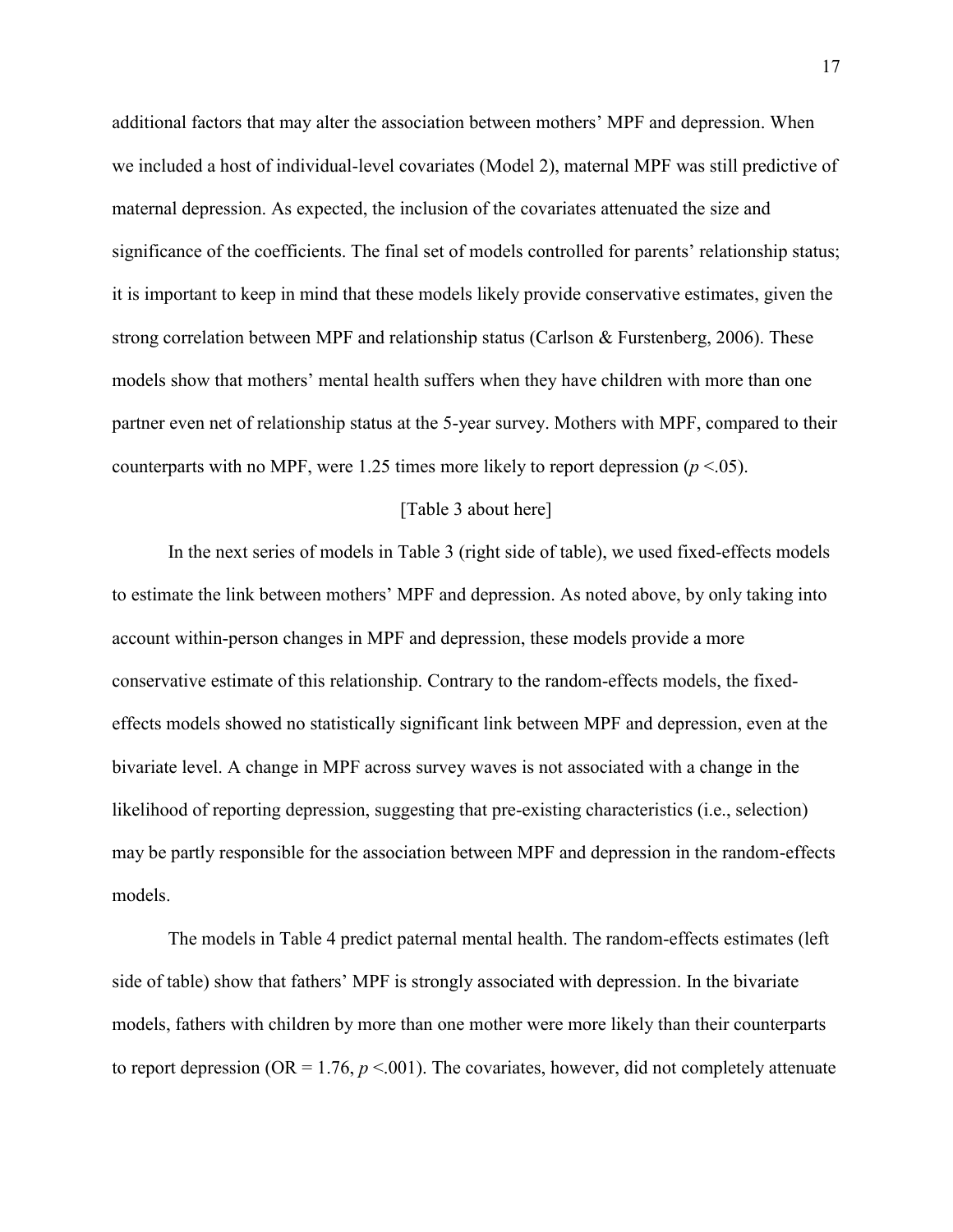additional factors that may alter the association between mothers' MPF and depression. When we included a host of individual-level covariates (Model 2), maternal MPF was still predictive of maternal depression. As expected, the inclusion of the covariates attenuated the size and significance of the coefficients. The final set of models controlled for parents' relationship status; it is important to keep in mind that these models likely provide conservative estimates, given the strong correlation between MPF and relationship status (Carlson & Furstenberg, 2006). These models show that mothers' mental health suffers when they have children with more than one partner even net of relationship status at the 5-year survey. Mothers with MPF, compared to their counterparts with no MPF, were 1.25 times more likely to report depression ($p$ <.05).

[Table 3 about here]

In the next series of models in Table 3 (right side of table), we used fixed-effects models to estimate the link between mothers' MPF and depression. As noted above, by only taking into account within-person changes in MPF and depression, these models provide a more conservative estimate of this relationship. Contrary to the random-effects models, the fixed-effects models showed no statistically significant link between MPF and depression, even at the bivariate level. A change in MPF across survey waves is not associated with a change in the likelihood of reporting depression, suggesting that pre-existing characteristics (i.e., selection) may be partly responsible for the association between MPF and depression in the random-effects models.

The models in Table 4 predict paternal mental health. The random-effects estimates (left side of table) show that fathers' MPF is strongly associated with depression. In the bivariate models, fathers with children by more than one mother were more likely than their counterparts to report depression (OR = 1.76, $p$ <.001). The covariates, however, did not completely attenuate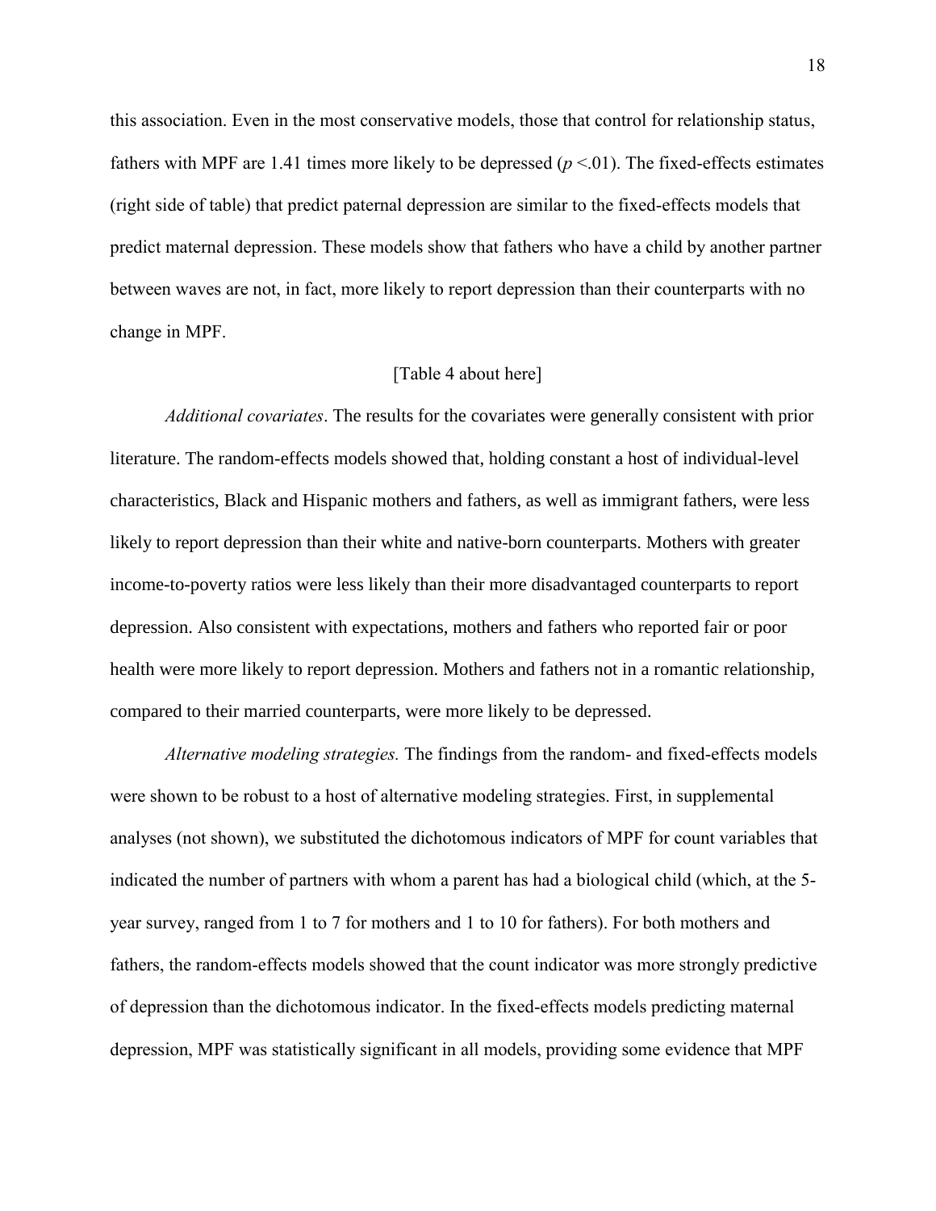this association. Even in the most conservative models, those that control for relationship status, fathers with MPF are 1.41 times more likely to be depressed ($p$ <.01). The fixed-effects estimates (right side of table) that predict paternal depression are similar to the fixed-effects models that predict maternal depression. These models show that fathers who have a child by another partner between waves are not, in fact, more likely to report depression than their counterparts with no change in MPF.

[Table 4 about here]

*Additional covariates*. The results for the covariates were generally consistent with prior literature. The random-effects models showed that, holding constant a host of individual-level characteristics, Black and Hispanic mothers and fathers, as well as immigrant fathers, were less likely to report depression than their white and native-born counterparts. Mothers with greater income-to-poverty ratios were less likely than their more disadvantaged counterparts to report depression. Also consistent with expectations, mothers and fathers who reported fair or poor health were more likely to report depression. Mothers and fathers not in a romantic relationship, compared to their married counterparts, were more likely to be depressed.

*Alternative modeling strategies.* The findings from the random- and fixed-effects models were shown to be robust to a host of alternative modeling strategies. First, in supplemental analyses (not shown), we substituted the dichotomous indicators of MPF for count variables that indicated the number of partners with whom a parent has had a biological child (which, at the 5-year survey, ranged from 1 to 7 for mothers and 1 to 10 for fathers). For both mothers and fathers, the random-effects models showed that the count indicator was more strongly predictive of depression than the dichotomous indicator. In the fixed-effects models predicting maternal depression, MPF was statistically significant in all models, providing some evidence that MPF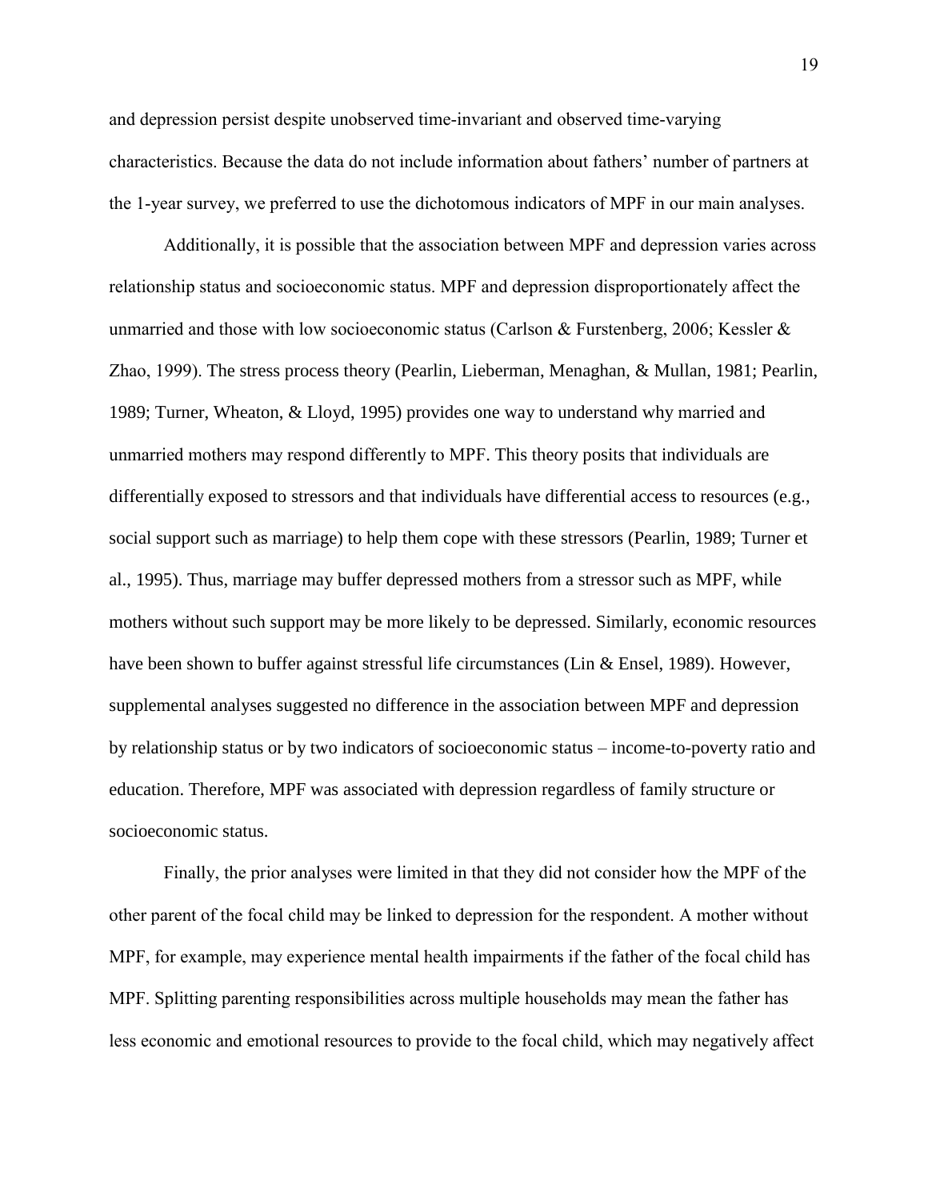and depression persist despite unobserved time-invariant and observed time-varying characteristics. Because the data do not include information about fathers' number of partners at the 1-year survey, we preferred to use the dichotomous indicators of MPF in our main analyses.

Additionally, it is possible that the association between MPF and depression varies across relationship status and socioeconomic status. MPF and depression disproportionately affect the unmarried and those with low socioeconomic status (Carlson & Furstenberg, 2006; Kessler & Zhao, 1999). The stress process theory (Pearlin, Lieberman, Menaghan, & Mullan, 1981; Pearlin, 1989; Turner, Wheaton, & Lloyd, 1995) provides one way to understand why married and unmarried mothers may respond differently to MPF. This theory posits that individuals are differentially exposed to stressors and that individuals have differential access to resources (e.g., social support such as marriage) to help them cope with these stressors (Pearlin, 1989; Turner et al., 1995). Thus, marriage may buffer depressed mothers from a stressor such as MPF, while mothers without such support may be more likely to be depressed. Similarly, economic resources have been shown to buffer against stressful life circumstances (Lin & Ensel, 1989). However, supplemental analyses suggested no difference in the association between MPF and depression by relationship status or by two indicators of socioeconomic status – income-to-poverty ratio and education. Therefore, MPF was associated with depression regardless of family structure or socioeconomic status.

Finally, the prior analyses were limited in that they did not consider how the MPF of the other parent of the focal child may be linked to depression for the respondent. A mother without MPF, for example, may experience mental health impairments if the father of the focal child has MPF. Splitting parenting responsibilities across multiple households may mean the father has less economic and emotional resources to provide to the focal child, which may negatively affect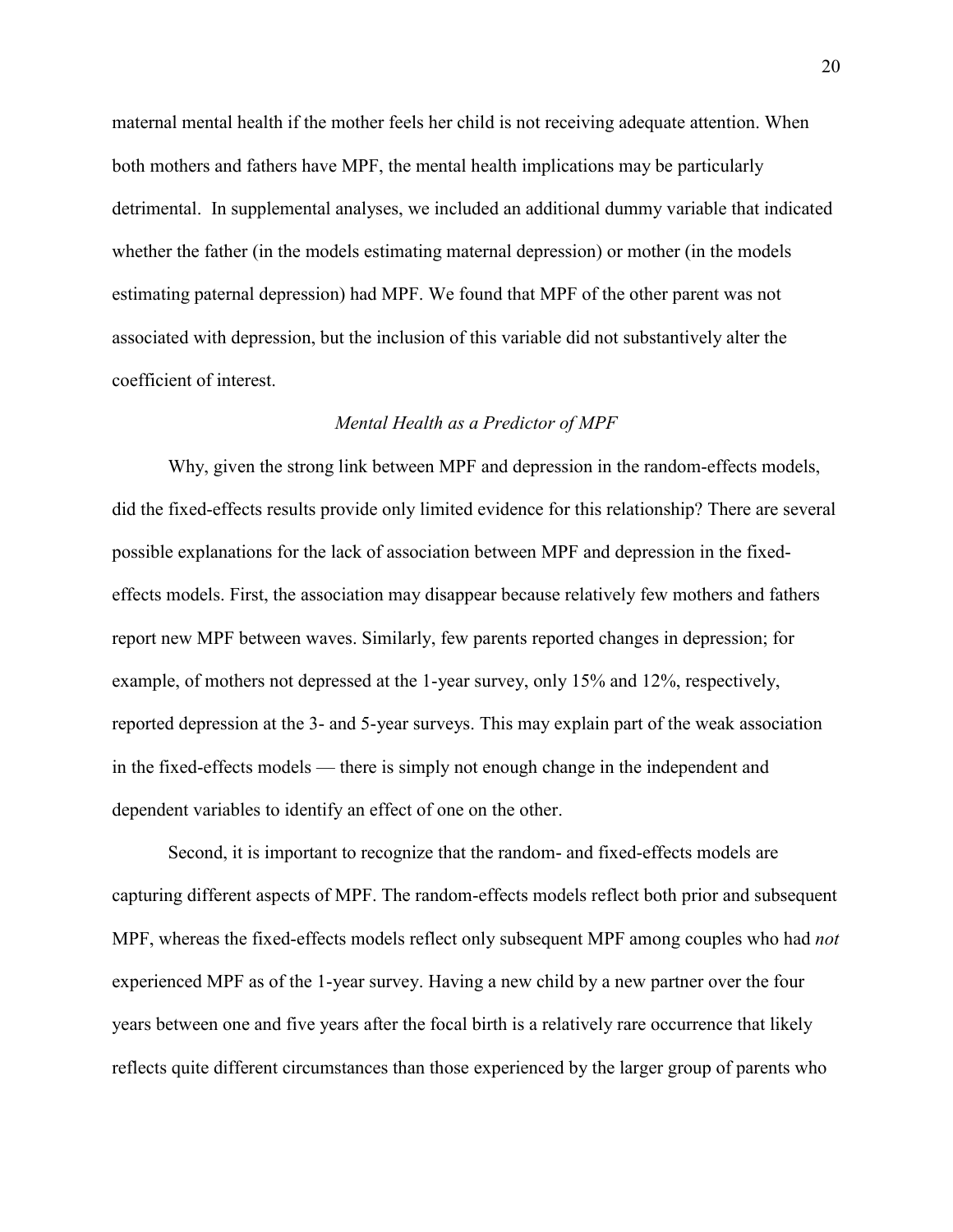maternal mental health if the mother feels her child is not receiving adequate attention. When both mothers and fathers have MPF, the mental health implications may be particularly detrimental. In supplemental analyses, we included an additional dummy variable that indicated whether the father (in the models estimating maternal depression) or mother (in the models estimating paternal depression) had MPF. We found that MPF of the other parent was not associated with depression, but the inclusion of this variable did not substantively alter the coefficient of interest.

### *Mental Health as a Predictor of MPF*

Why, given the strong link between MPF and depression in the random-effects models, did the fixed-effects results provide only limited evidence for this relationship? There are several possible explanations for the lack of association between MPF and depression in the fixed-effects models. First, the association may disappear because relatively few mothers and fathers report new MPF between waves. Similarly, few parents reported changes in depression; for example, of mothers not depressed at the 1-year survey, only 15% and 12%, respectively, reported depression at the 3- and 5-year surveys. This may explain part of the weak association in the fixed-effects models — there is simply not enough change in the independent and dependent variables to identify an effect of one on the other.

Second, it is important to recognize that the random- and fixed-effects models are capturing different aspects of MPF. The random-effects models reflect both prior and subsequent MPF, whereas the fixed-effects models reflect only subsequent MPF among couples who had *not* experienced MPF as of the 1-year survey. Having a new child by a new partner over the four years between one and five years after the focal birth is a relatively rare occurrence that likely reflects quite different circumstances than those experienced by the larger group of parents who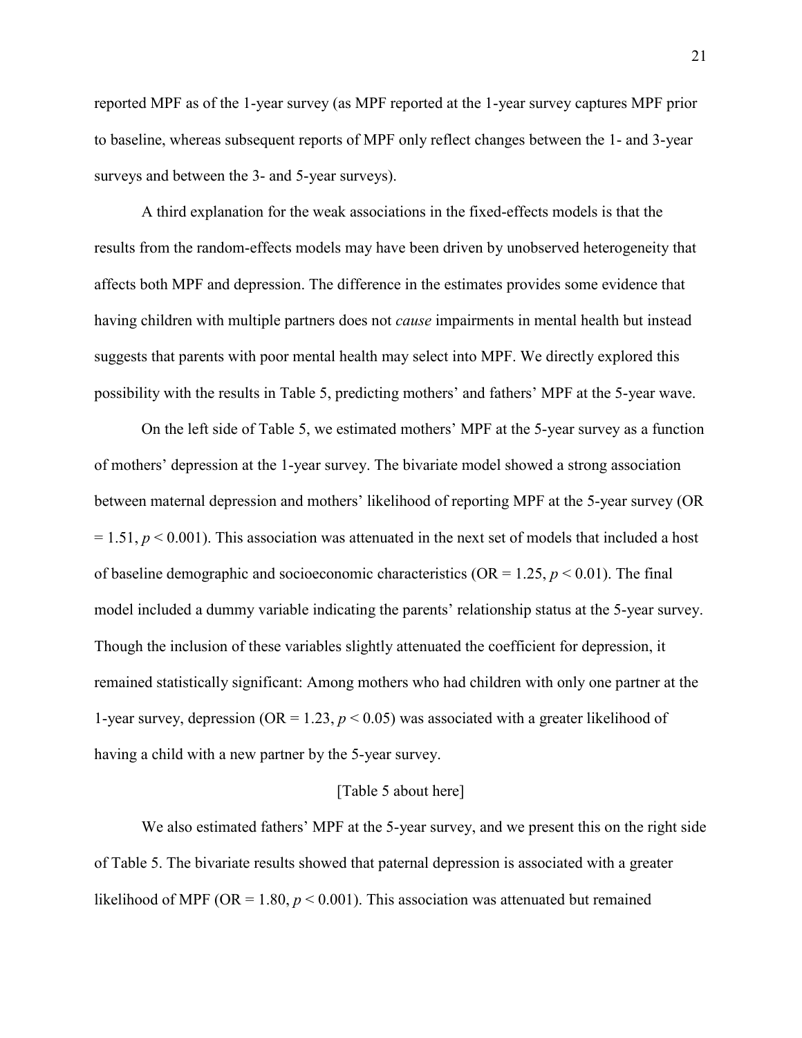reported MPF as of the 1-year survey (as MPF reported at the 1-year survey captures MPF prior to baseline, whereas subsequent reports of MPF only reflect changes between the 1- and 3-year surveys and between the 3- and 5-year surveys).

A third explanation for the weak associations in the fixed-effects models is that the results from the random-effects models may have been driven by unobserved heterogeneity that affects both MPF and depression. The difference in the estimates provides some evidence that having children with multiple partners does not *cause* impairments in mental health but instead suggests that parents with poor mental health may select into MPF. We directly explored this possibility with the results in Table 5, predicting mothers' and fathers' MPF at the 5-year wave.

On the left side of Table 5, we estimated mothers' MPF at the 5-year survey as a function of mothers' depression at the 1-year survey. The bivariate model showed a strong association between maternal depression and mothers' likelihood of reporting MPF at the 5-year survey (OR = 1.51, $p < 0.001$). This association was attenuated in the next set of models that included a host of baseline demographic and socioeconomic characteristics (OR = 1.25, $p < 0.01$). The final model included a dummy variable indicating the parents' relationship status at the 5-year survey. Though the inclusion of these variables slightly attenuated the coefficient for depression, it remained statistically significant: Among mothers who had children with only one partner at the 1-year survey, depression (OR = 1.23, $p < 0.05$) was associated with a greater likelihood of having a child with a new partner by the 5-year survey.

[Table 5 about here]

We also estimated fathers' MPF at the 5-year survey, and we present this on the right side of Table 5. The bivariate results showed that paternal depression is associated with a greater likelihood of MPF (OR = 1.80, $p < 0.001$). This association was attenuated but remained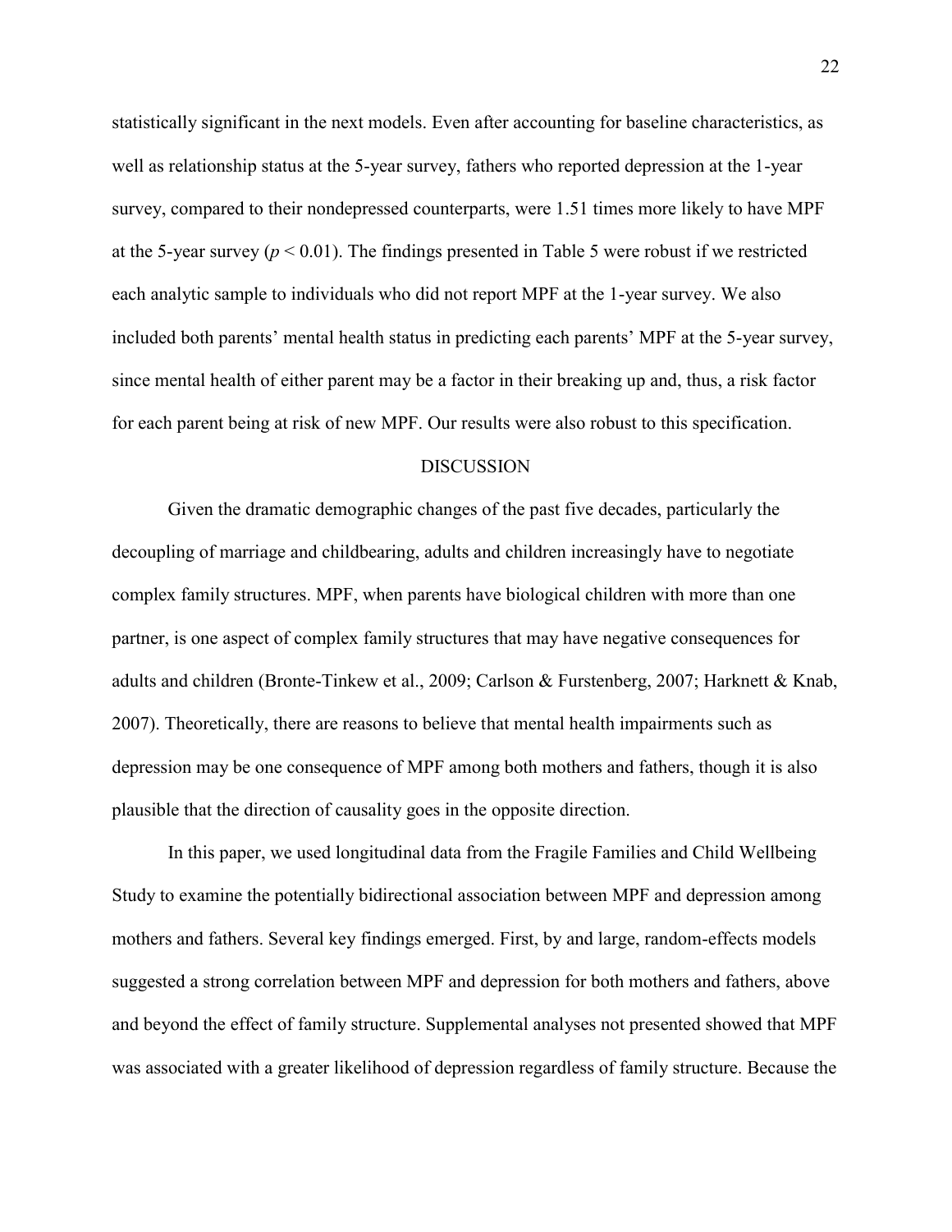statistically significant in the next models. Even after accounting for baseline characteristics, as well as relationship status at the 5-year survey, fathers who reported depression at the 1-year survey, compared to their nondepressed counterparts, were 1.51 times more likely to have MPF at the 5-year survey ($p < 0.01$). The findings presented in Table 5 were robust if we restricted each analytic sample to individuals who did not report MPF at the 1-year survey. We also included both parents' mental health status in predicting each parents' MPF at the 5-year survey, since mental health of either parent may be a factor in their breaking up and, thus, a risk factor for each parent being at risk of new MPF. Our results were also robust to this specification.

## DISCUSSION

Given the dramatic demographic changes of the past five decades, particularly the decoupling of marriage and childbearing, adults and children increasingly have to negotiate complex family structures. MPF, when parents have biological children with more than one partner, is one aspect of complex family structures that may have negative consequences for adults and children (Bronte-Tinkew et al., 2009; Carlson & Furstenberg, 2007; Harknett & Knab, 2007). Theoretically, there are reasons to believe that mental health impairments such as depression may be one consequence of MPF among both mothers and fathers, though it is also plausible that the direction of causality goes in the opposite direction.

In this paper, we used longitudinal data from the Fragile Families and Child Wellbeing Study to examine the potentially bidirectional association between MPF and depression among mothers and fathers. Several key findings emerged. First, by and large, random-effects models suggested a strong correlation between MPF and depression for both mothers and fathers, above and beyond the effect of family structure. Supplemental analyses not presented showed that MPF was associated with a greater likelihood of depression regardless of family structure. Because the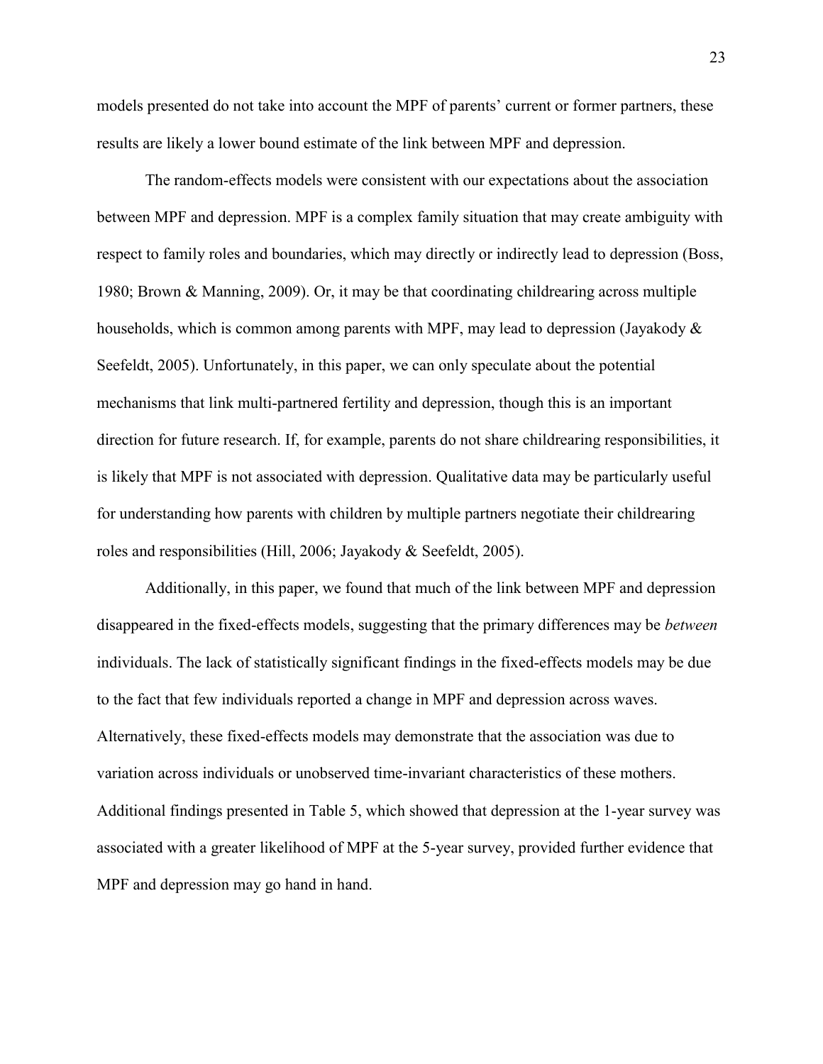models presented do not take into account the MPF of parents' current or former partners, these results are likely a lower bound estimate of the link between MPF and depression.

The random-effects models were consistent with our expectations about the association between MPF and depression. MPF is a complex family situation that may create ambiguity with respect to family roles and boundaries, which may directly or indirectly lead to depression (Boss, 1980; Brown & Manning, 2009). Or, it may be that coordinating childrearing across multiple households, which is common among parents with MPF, may lead to depression (Jayakody & Seefeldt, 2005). Unfortunately, in this paper, we can only speculate about the potential mechanisms that link multi-partnered fertility and depression, though this is an important direction for future research. If, for example, parents do not share childrearing responsibilities, it is likely that MPF is not associated with depression. Qualitative data may be particularly useful for understanding how parents with children by multiple partners negotiate their childrearing roles and responsibilities (Hill, 2006; Jayakody & Seefeldt, 2005).

Additionally, in this paper, we found that much of the link between MPF and depression disappeared in the fixed-effects models, suggesting that the primary differences may be *between* individuals. The lack of statistically significant findings in the fixed-effects models may be due to the fact that few individuals reported a change in MPF and depression across waves. Alternatively, these fixed-effects models may demonstrate that the association was due to variation across individuals or unobserved time-invariant characteristics of these mothers. Additional findings presented in Table 5, which showed that depression at the 1-year survey was associated with a greater likelihood of MPF at the 5-year survey, provided further evidence that MPF and depression may go hand in hand.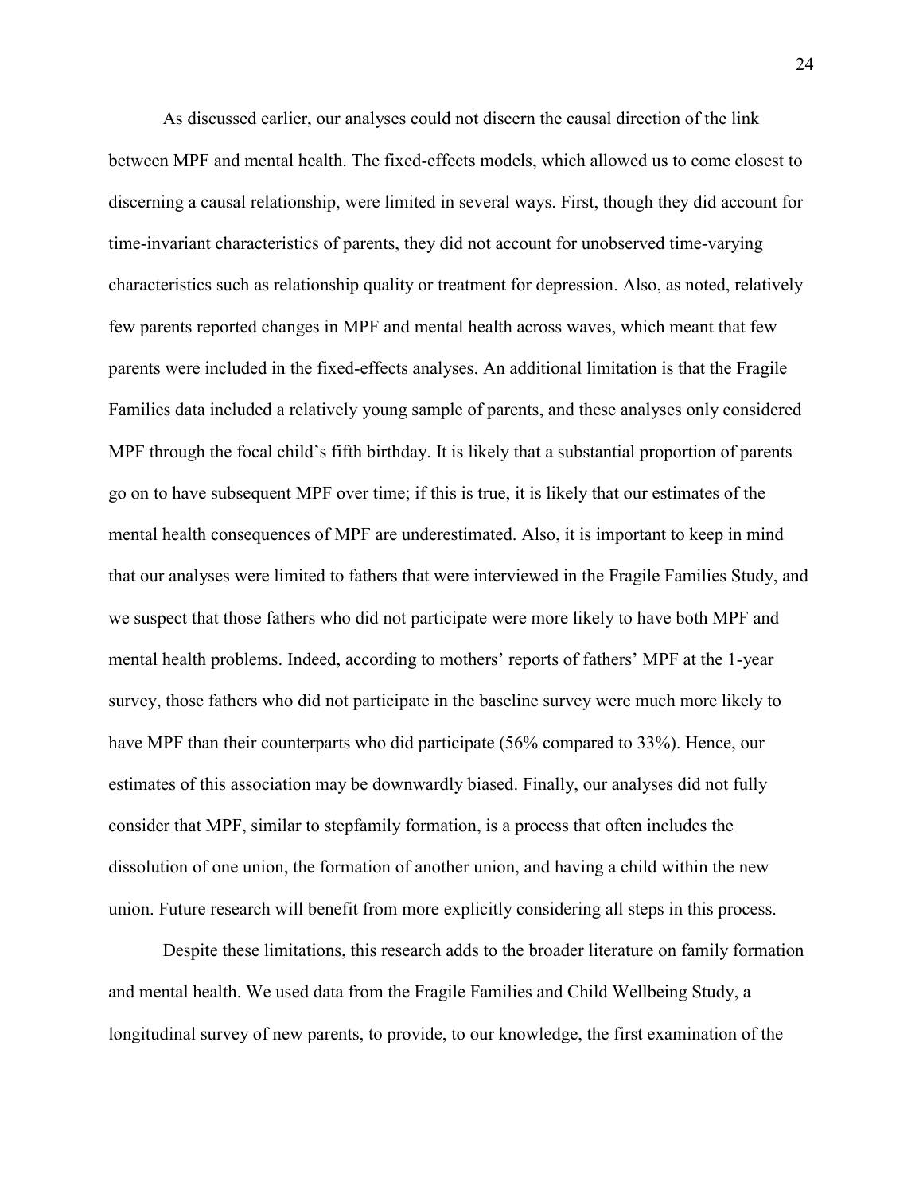As discussed earlier, our analyses could not discern the causal direction of the link between MPF and mental health. The fixed-effects models, which allowed us to come closest to discerning a causal relationship, were limited in several ways. First, though they did account for time-invariant characteristics of parents, they did not account for unobserved time-varying characteristics such as relationship quality or treatment for depression. Also, as noted, relatively few parents reported changes in MPF and mental health across waves, which meant that few parents were included in the fixed-effects analyses. An additional limitation is that the Fragile Families data included a relatively young sample of parents, and these analyses only considered MPF through the focal child's fifth birthday. It is likely that a substantial proportion of parents go on to have subsequent MPF over time; if this is true, it is likely that our estimates of the mental health consequences of MPF are underestimated. Also, it is important to keep in mind that our analyses were limited to fathers that were interviewed in the Fragile Families Study, and we suspect that those fathers who did not participate were more likely to have both MPF and mental health problems. Indeed, according to mothers' reports of fathers' MPF at the 1-year survey, those fathers who did not participate in the baseline survey were much more likely to have MPF than their counterparts who did participate (56% compared to 33%). Hence, our estimates of this association may be downwardly biased. Finally, our analyses did not fully consider that MPF, similar to stepfamily formation, is a process that often includes the dissolution of one union, the formation of another union, and having a child within the new union. Future research will benefit from more explicitly considering all steps in this process.

Despite these limitations, this research adds to the broader literature on family formation and mental health. We used data from the Fragile Families and Child Wellbeing Study, a longitudinal survey of new parents, to provide, to our knowledge, the first examination of the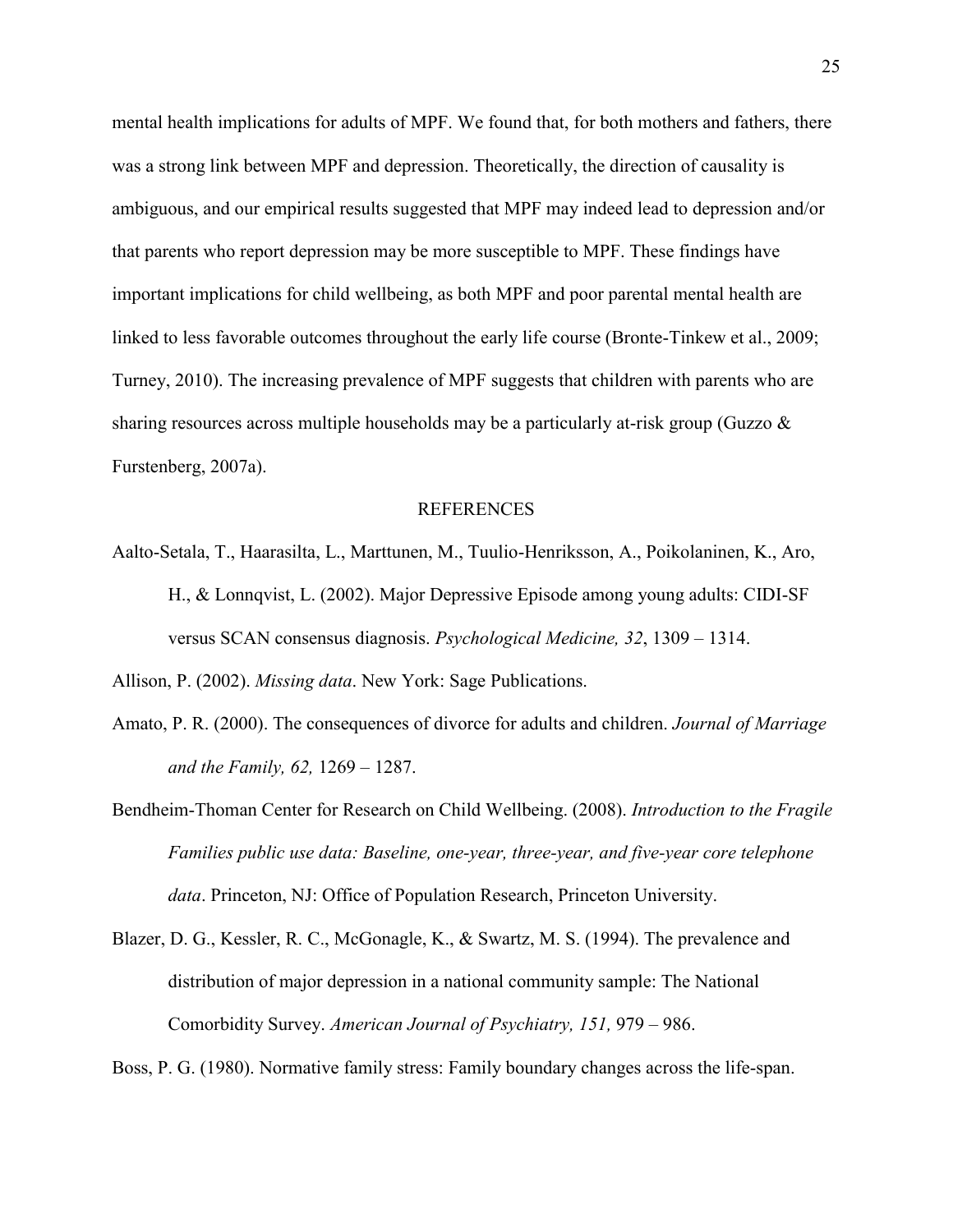mental health implications for adults of MPF. We found that, for both mothers and fathers, there was a strong link between MPF and depression. Theoretically, the direction of causality is ambiguous, and our empirical results suggested that MPF may indeed lead to depression and/or that parents who report depression may be more susceptible to MPF. These findings have important implications for child wellbeing, as both MPF and poor parental mental health are linked to less favorable outcomes throughout the early life course (Bronte-Tinkew et al., 2009; Turney, 2010). The increasing prevalence of MPF suggests that children with parents who are sharing resources across multiple households may be a particularly at-risk group (Guzzo & Furstenberg, 2007a).

## REFERENCES

Aalto-Setala, T., Haarasilta, L., Marttunen, M., Tuulio-Henriksson, A., Poikolaninen, K., Aro, H., & Lonnqvist, L. (2002). Major Depressive Episode among young adults: CIDI-SF versus SCAN consensus diagnosis. *Psychological Medicine, 32*, 1309 – 1314.

Allison, P. (2002). *Missing data*. New York: Sage Publications.

Amato, P. R. (2000). The consequences of divorce for adults and children. *Journal of Marriage and the Family, 62,* 1269 – 1287.

Bendheim-Thoman Center for Research on Child Wellbeing. (2008). *Introduction to the Fragile Families public use data: Baseline, one-year, three-year, and five-year core telephone data*. Princeton, NJ: Office of Population Research, Princeton University.

Blazer, D. G., Kessler, R. C., McGonagle, K., & Swartz, M. S. (1994). The prevalence and distribution of major depression in a national community sample: The National Comorbidity Survey. *American Journal of Psychiatry, 151,* 979 – 986.

Boss, P. G. (1980). Normative family stress: Family boundary changes across the life-span.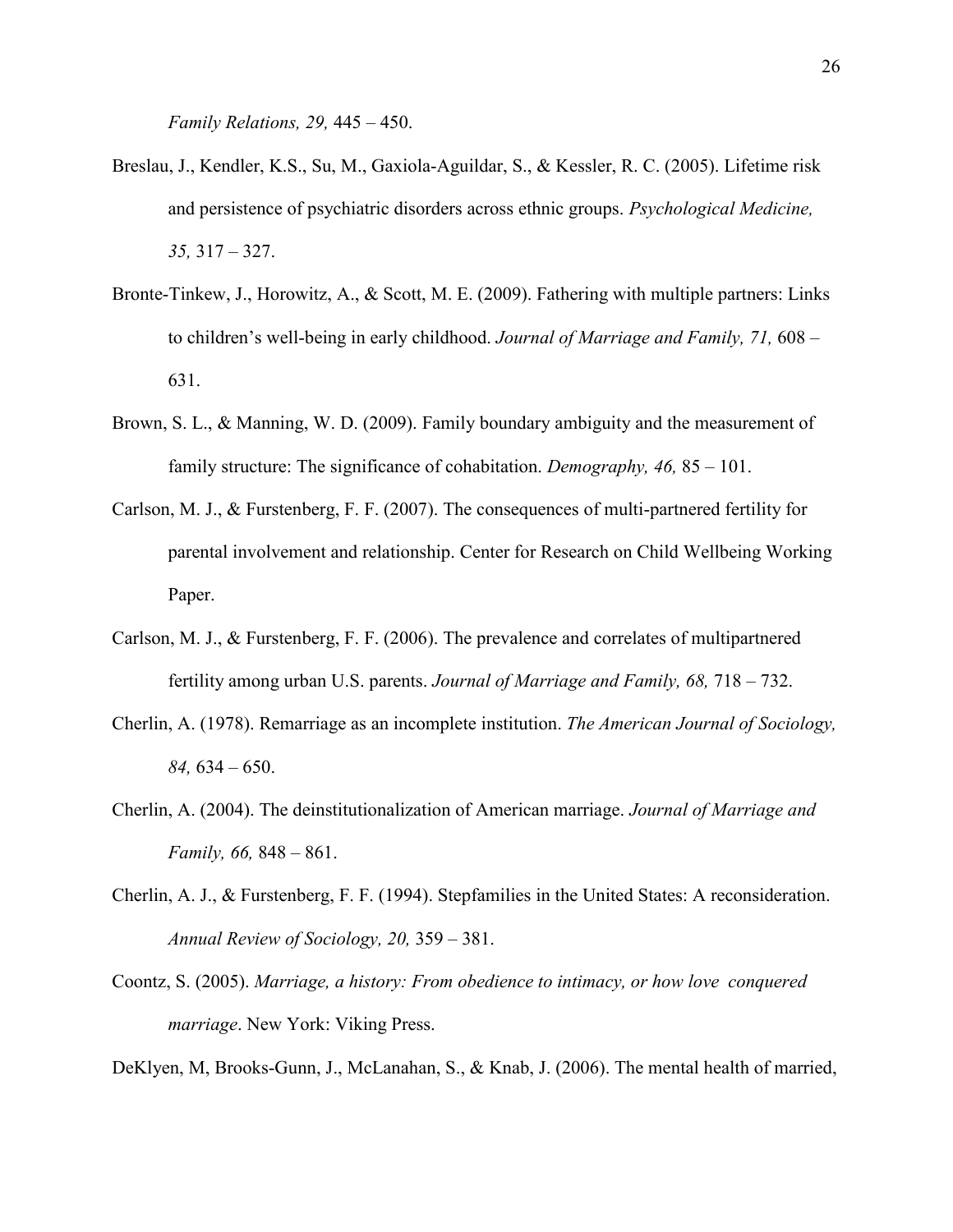*Family Relations, 29,* 445 – 450.

Breslau, J., Kendler, K.S., Su, M., Gaxiola-Aguildar, S., & Kessler, R. C. (2005). Lifetime risk and persistence of psychiatric disorders across ethnic groups. *Psychological Medicine, 35,* 317 – 327.

Bronte-Tinkew, J., Horowitz, A., & Scott, M. E. (2009). Fathering with multiple partners: Links to children's well-being in early childhood. *Journal of Marriage and Family, 71,* 608 – 631.

Brown, S. L., & Manning, W. D. (2009). Family boundary ambiguity and the measurement of family structure: The significance of cohabitation. *Demography, 46,* 85 – 101.

Carlson, M. J., & Furstenberg, F. F. (2007). The consequences of multi-partnered fertility for parental involvement and relationship. Center for Research on Child Wellbeing Working Paper.

Carlson, M. J., & Furstenberg, F. F. (2006). The prevalence and correlates of multipartnered fertility among urban U.S. parents. *Journal of Marriage and Family, 68,* 718 – 732.

Cherlin, A. (1978). Remarriage as an incomplete institution. *The American Journal of Sociology, 84,* 634 – 650.

Cherlin, A. (2004). The deinstitutionalization of American marriage. *Journal of Marriage and Family, 66,* 848 – 861.

Cherlin, A. J., & Furstenberg, F. F. (1994). Stepfamilies in the United States: A reconsideration. *Annual Review of Sociology, 20,* 359 – 381.

Coontz, S. (2005). *Marriage, a history: From obedience to intimacy, or how love conquered marriage*. New York: Viking Press.

DeKlyen, M, Brooks-Gunn, J., McLanahan, S., & Knab, J. (2006). The mental health of married,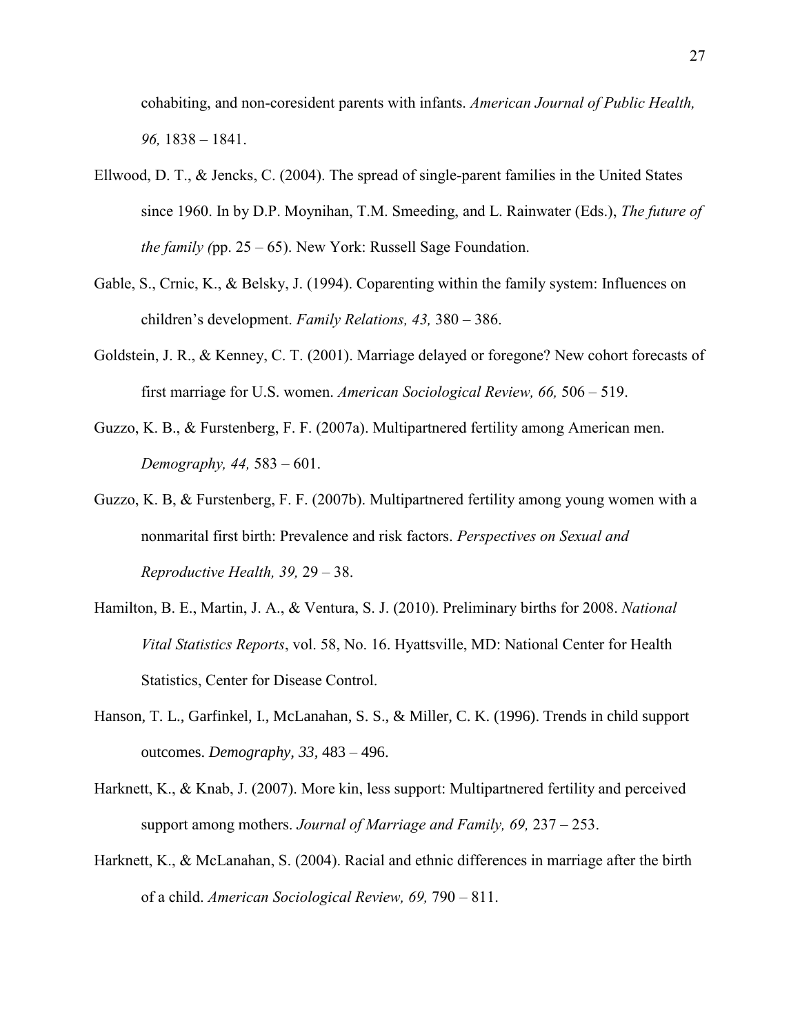cohabiting, and non-coresident parents with infants. *American Journal of Public Health, 96,* 1838 – 1841.

Ellwood, D. T., & Jencks, C. (2004). The spread of single-parent families in the United States since 1960. In by D.P. Moynihan, T.M. Smeeding, and L. Rainwater (Eds.), *The future of the family (*pp. 25 – 65). New York: Russell Sage Foundation.

Gable, S., Crnic, K., & Belsky, J. (1994). Coparenting within the family system: Influences on children's development. *Family Relations, 43,* 380 – 386.

Goldstein, J. R., & Kenney, C. T. (2001). Marriage delayed or foregone? New cohort forecasts of first marriage for U.S. women. *American Sociological Review, 66,* 506 – 519.

Guzzo, K. B., & Furstenberg, F. F. (2007a). Multipartnered fertility among American men. *Demography, 44,* 583 – 601.

Guzzo, K. B, & Furstenberg, F. F. (2007b). Multipartnered fertility among young women with a nonmarital first birth: Prevalence and risk factors. *Perspectives on Sexual and Reproductive Health, 39,* 29 – 38.

Hamilton, B. E., Martin, J. A., & Ventura, S. J. (2010). Preliminary births for 2008. *National Vital Statistics Reports*, vol. 58, No. 16. Hyattsville, MD: National Center for Health Statistics, Center for Disease Control.

Hanson, T. L., Garfinkel, I., McLanahan, S. S., & Miller, C. K. (1996). Trends in child support outcomes. *Demography, 33,* 483 – 496.

Harknett, K., & Knab, J. (2007). More kin, less support: Multipartnered fertility and perceived support among mothers. *Journal of Marriage and Family, 69,* 237 – 253.

Harknett, K., & McLanahan, S. (2004). Racial and ethnic differences in marriage after the birth of a child. *American Sociological Review, 69,* 790 – 811.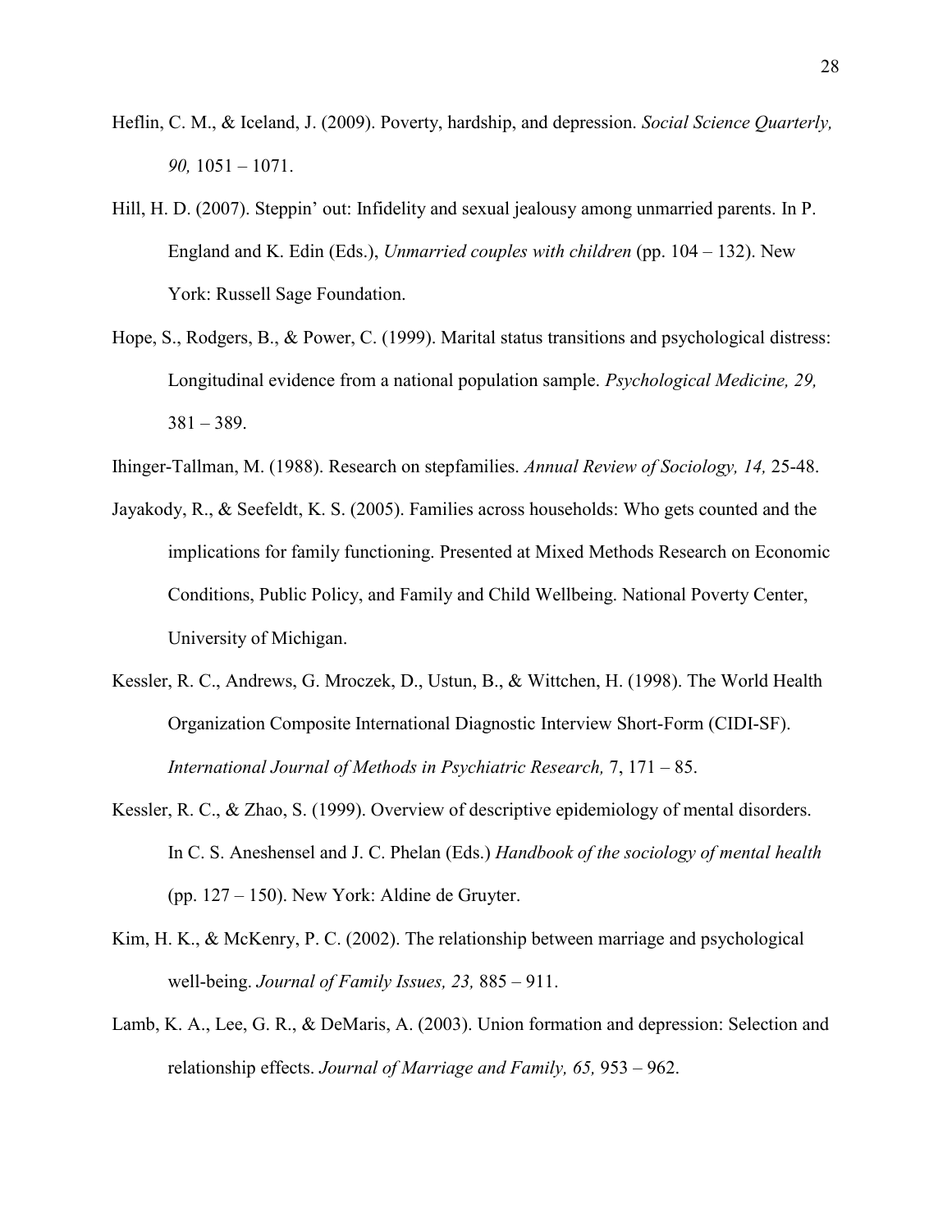Heflin, C. M., & Iceland, J. (2009). Poverty, hardship, and depression. *Social Science Quarterly, 90,* 1051 – 1071.

Hill, H. D. (2007). Steppin' out: Infidelity and sexual jealousy among unmarried parents. In P. England and K. Edin (Eds.), *Unmarried couples with children* (pp. 104 – 132). New York: Russell Sage Foundation.

Hope, S., Rodgers, B., & Power, C. (1999). Marital status transitions and psychological distress: Longitudinal evidence from a national population sample. *Psychological Medicine, 29,* 381 – 389.

Ihinger-Tallman, M. (1988). Research on stepfamilies. *Annual Review of Sociology, 14,* 25-48.

Jayakody, R., & Seefeldt, K. S. (2005). Families across households: Who gets counted and the implications for family functioning. Presented at Mixed Methods Research on Economic Conditions, Public Policy, and Family and Child Wellbeing. National Poverty Center, University of Michigan.

Kessler, R. C., Andrews, G. Mroczek, D., Ustun, B., & Wittchen, H. (1998). The World Health Organization Composite International Diagnostic Interview Short-Form (CIDI-SF). *International Journal of Methods in Psychiatric Research,* 7, 171 – 85.

Kessler, R. C., & Zhao, S. (1999). Overview of descriptive epidemiology of mental disorders. In C. S. Aneshensel and J. C. Phelan (Eds.) *Handbook of the sociology of mental health* (pp. 127 – 150). New York: Aldine de Gruyter.

Kim, H. K., & McKenry, P. C. (2002). The relationship between marriage and psychological well-being. *Journal of Family Issues, 23,* 885 – 911.

Lamb, K. A., Lee, G. R., & DeMaris, A. (2003). Union formation and depression: Selection and relationship effects. *Journal of Marriage and Family, 65,* 953 – 962.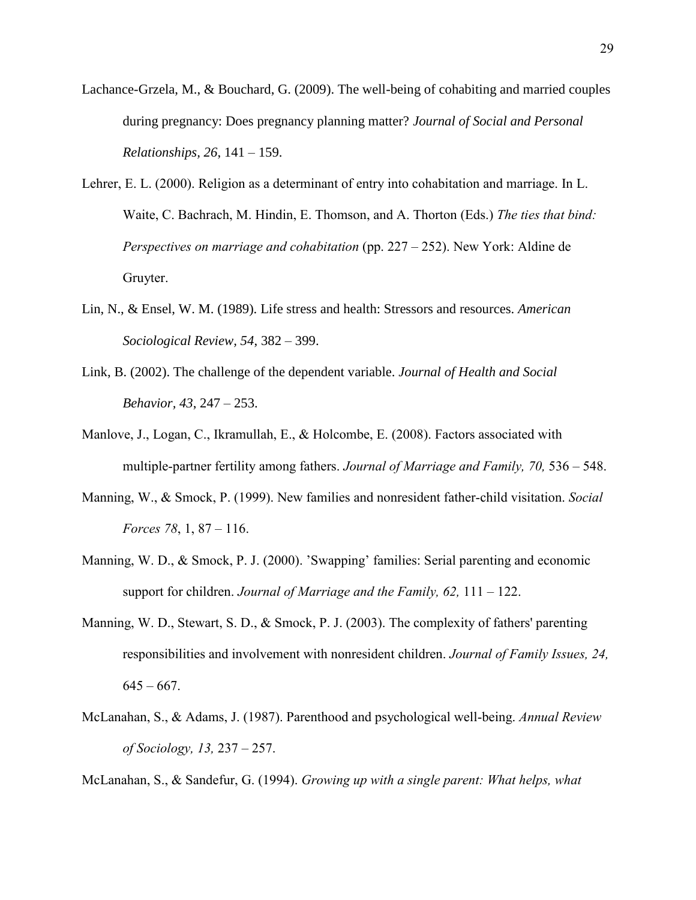Lachance-Grzela, M., & Bouchard, G. (2009). The well-being of cohabiting and married couples during pregnancy: Does pregnancy planning matter? *Journal of Social and Personal Relationships, 26*, 141 – 159.

Lehrer, E. L. (2000). Religion as a determinant of entry into cohabitation and marriage. In L. Waite, C. Bachrach, M. Hindin, E. Thomson, and A. Thorton (Eds.) *The ties that bind: Perspectives on marriage and cohabitation* (pp. 227 – 252). New York: Aldine de Gruyter.

Lin, N., & Ensel, W. M. (1989). Life stress and health: Stressors and resources. *American Sociological Review, 54*, 382 – 399.

Link, B. (2002). The challenge of the dependent variable. *Journal of Health and Social Behavior*, *43*, 247 – 253.

Manlove, J., Logan, C., Ikramullah, E., & Holcombe, E. (2008). Factors associated with multiple-partner fertility among fathers. *Journal of Marriage and Family, 70,* 536 – 548.

Manning, W., & Smock, P. (1999). New families and nonresident father-child visitation. *Social Forces 78*, 1, 87 – 116.

Manning, W. D., & Smock, P. J. (2000). 'Swapping' families: Serial parenting and economic support for children. *Journal of Marriage and the Family, 62,* 111 – 122.

Manning, W. D., Stewart, S. D., & Smock, P. J. (2003). The complexity of fathers' parenting responsibilities and involvement with nonresident children. *Journal of Family Issues, 24,* 645 – 667.

McLanahan, S., & Adams, J. (1987). Parenthood and psychological well-being. *Annual Review of Sociology, 13,* 237 – 257.

McLanahan, S., & Sandefur, G. (1994). *Growing up with a single parent: What helps, what*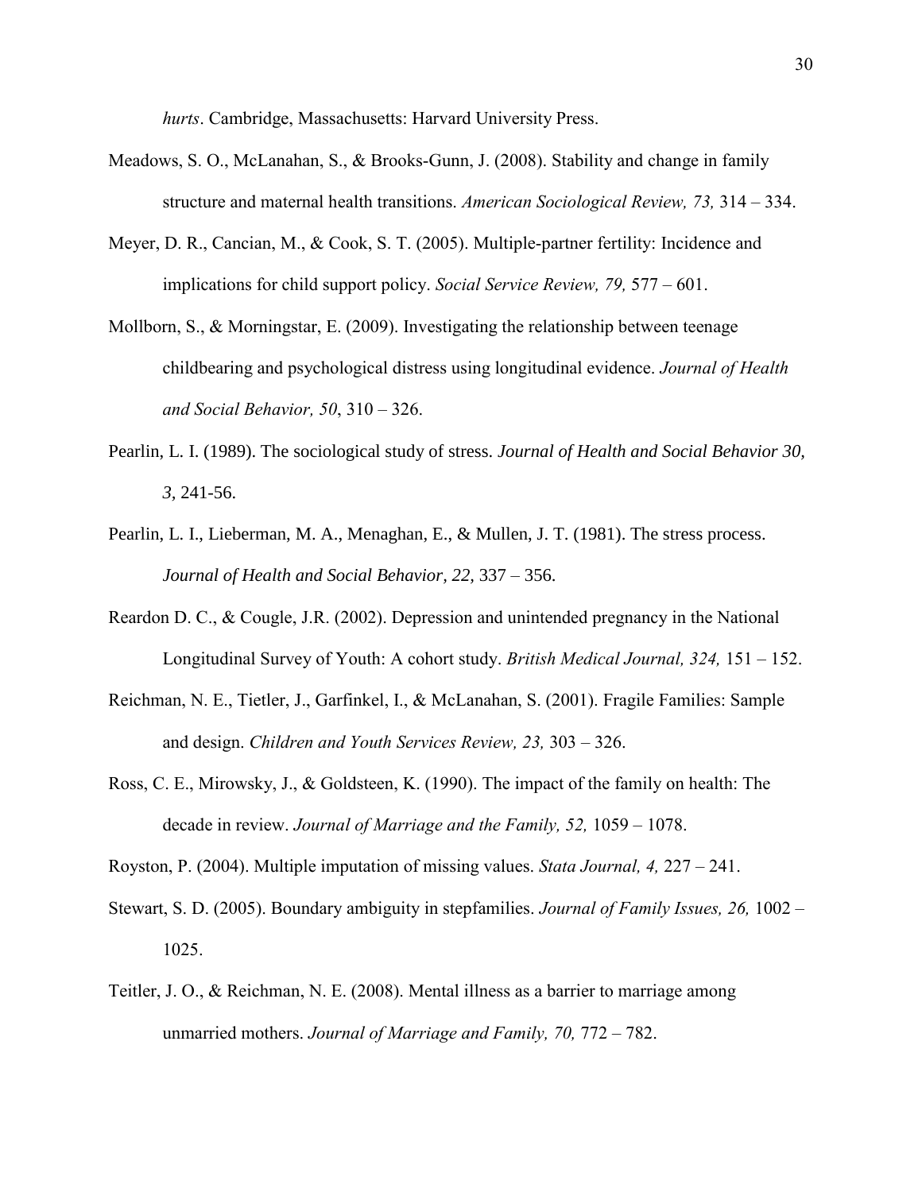*hurts*. Cambridge, Massachusetts: Harvard University Press.

Meadows, S. O., McLanahan, S., & Brooks-Gunn, J. (2008). Stability and change in family structure and maternal health transitions. *American Sociological Review, 73,* 314 – 334.

Meyer, D. R., Cancian, M., & Cook, S. T. (2005). Multiple-partner fertility: Incidence and implications for child support policy. *Social Service Review, 79,* 577 – 601.

Mollborn, S., & Morningstar, E. (2009). Investigating the relationship between teenage childbearing and psychological distress using longitudinal evidence. *Journal of Health and Social Behavior, 50*, 310 – 326.

Pearlin, L. I. (1989). The sociological study of stress. *Journal of Health and Social Behavior 30, 3,* 241-56.

Pearlin, L. I., Lieberman, M. A., Menaghan, E., & Mullen, J. T. (1981). The stress process. *Journal of Health and Social Behavior, 22,* 337 – 356.

Reardon D. C., & Cougle, J.R. (2002). Depression and unintended pregnancy in the National Longitudinal Survey of Youth: A cohort study. *British Medical Journal, 324,* 151 – 152.

Reichman, N. E., Tietler, J., Garfinkel, I., & McLanahan, S. (2001). Fragile Families: Sample and design. *Children and Youth Services Review, 23,* 303 – 326.

Ross, C. E., Mirowsky, J., & Goldsteen, K. (1990). The impact of the family on health: The decade in review. *Journal of Marriage and the Family, 52,* 1059 – 1078.

Royston, P. (2004). Multiple imputation of missing values. *Stata Journal, 4,* 227 – 241.

Stewart, S. D. (2005). Boundary ambiguity in stepfamilies. *Journal of Family Issues, 26,* 1002 – 1025.

Teitler, J. O., & Reichman, N. E. (2008). Mental illness as a barrier to marriage among unmarried mothers. *Journal of Marriage and Family, 70,* 772 – 782.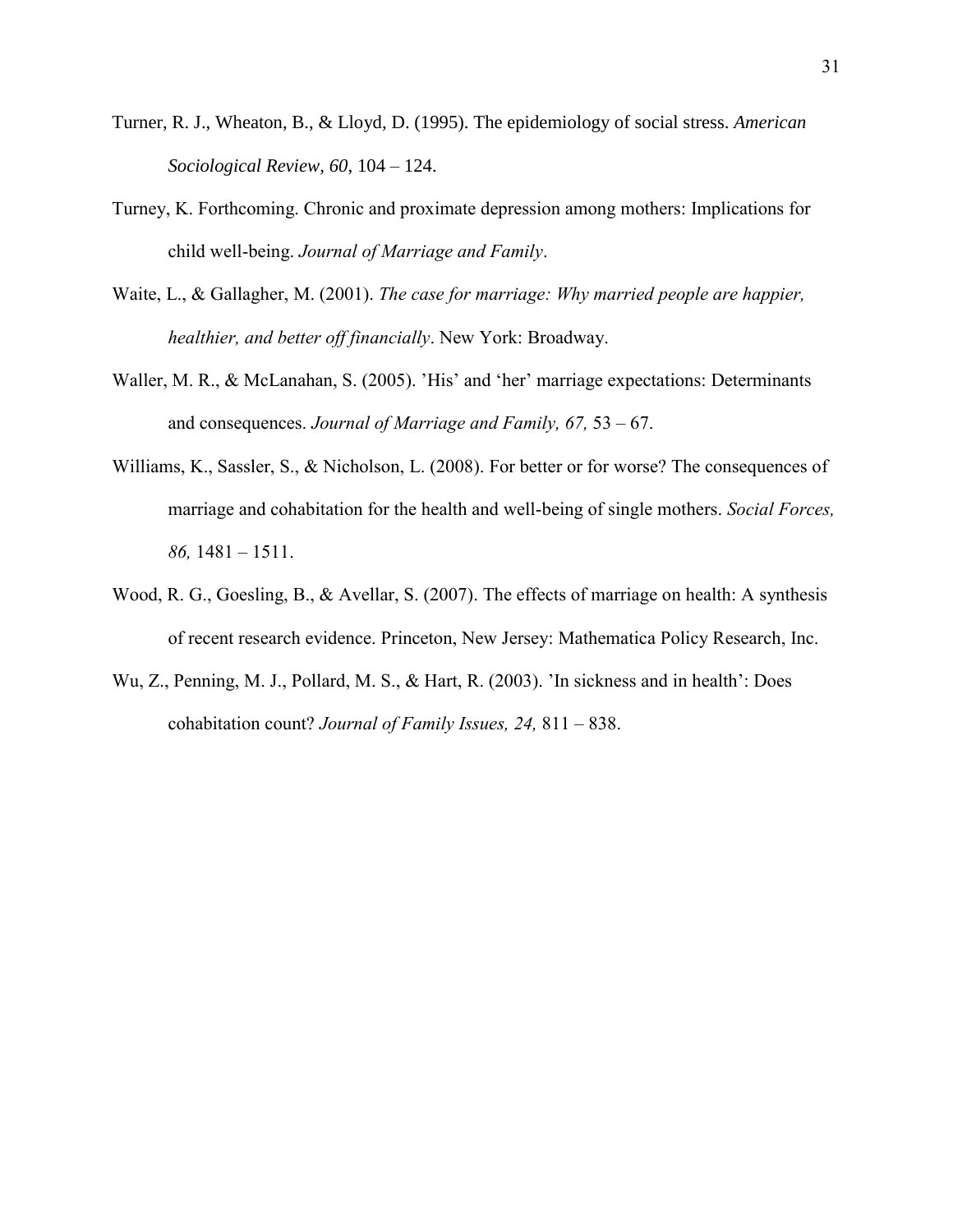Turner, R. J., Wheaton, B., & Lloyd, D. (1995). The epidemiology of social stress. *American Sociological Review*, *60*, 104 – 124.

Turney, K. Forthcoming. Chronic and proximate depression among mothers: Implications for child well-being. *Journal of Marriage and Family*.

Waite, L., & Gallagher, M. (2001). *The case for marriage: Why married people are happier, healthier, and better off financially*. New York: Broadway.

Waller, M. R., & McLanahan, S. (2005). 'His' and 'her' marriage expectations: Determinants and consequences. *Journal of Marriage and Family, 67,* 53 – 67.

Williams, K., Sassler, S., & Nicholson, L. (2008). For better or for worse? The consequences of marriage and cohabitation for the health and well-being of single mothers. *Social Forces, 86,* 1481 – 1511.

Wood, R. G., Goesling, B., & Avellar, S. (2007). The effects of marriage on health: A synthesis of recent research evidence. Princeton, New Jersey: Mathematica Policy Research, Inc.

Wu, Z., Penning, M. J., Pollard, M. S., & Hart, R. (2003). 'In sickness and in health': Does cohabitation count? *Journal of Family Issues, 24,* 811 – 838.